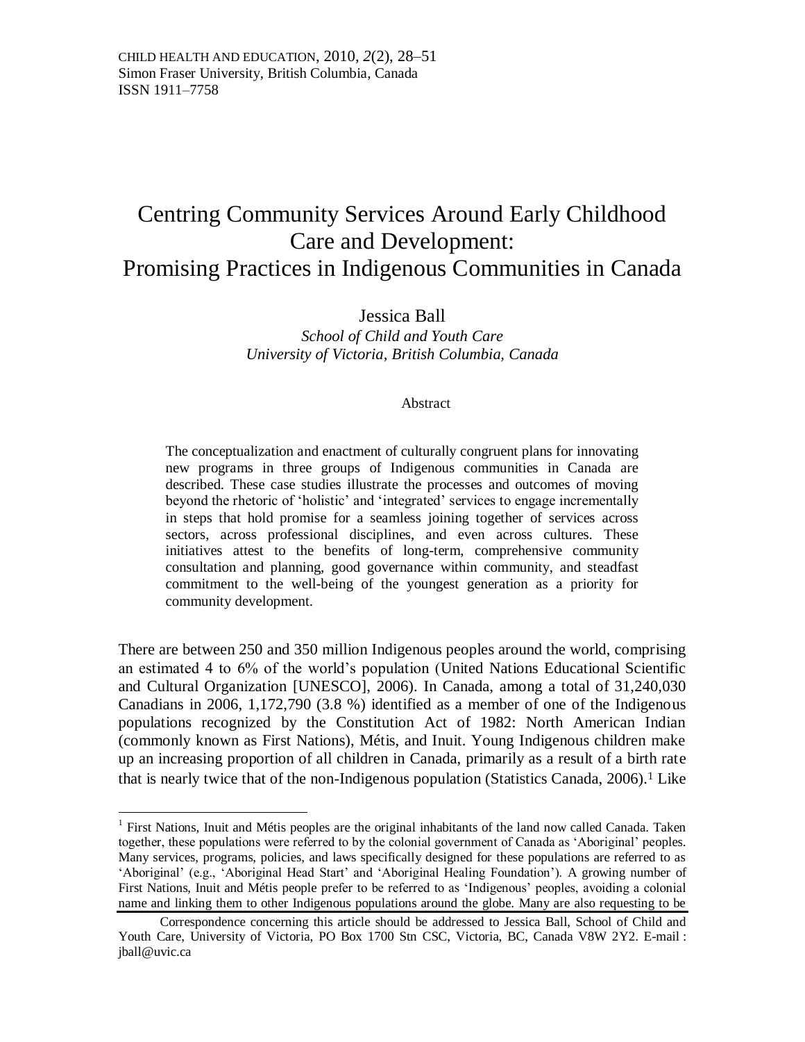CHILD HEALTH AND EDUCATION, 2010, *2*(2), 28–51
Simon Fraser University, British Columbia, Canada
ISSN 1911–7758

# Centring Community Services Around Early Childhood Care and Development: Promising Practices in Indigenous Communities in Canada

Jessica Ball

*School of Child and Youth Care*
*University of Victoria, British Columbia, Canada*

## Abstract

The conceptualization and enactment of culturally congruent plans for innovating new programs in three groups of Indigenous communities in Canada are described. These case studies illustrate the processes and outcomes of moving beyond the rhetoric of 'holistic' and 'integrated' services to engage incrementally in steps that hold promise for a seamless joining together of services across sectors, across professional disciplines, and even across cultures. These initiatives attest to the benefits of long-term, comprehensive community consultation and planning, good governance within community, and steadfast commitment to the well-being of the youngest generation as a priority for community development.

There are between 250 and 350 million Indigenous peoples around the world, comprising an estimated 4 to 6% of the world's population (United Nations Educational Scientific and Cultural Organization [UNESCO], 2006). In Canada, among a total of 31,240,030 Canadians in 2006, 1,172,790 (3.8 %) identified as a member of one of the Indigenous populations recognized by the Constitution Act of 1982: North American Indian (commonly known as First Nations), Métis, and Inuit. Young Indigenous children make up an increasing proportion of all children in Canada, primarily as a result of a birth rate that is nearly twice that of the non-Indigenous population (Statistics Canada, 2006).[1] Like

[1] First Nations, Inuit and Métis peoples are the original inhabitants of the land now called Canada. Taken together, these populations were referred to by the colonial government of Canada as 'Aboriginal' peoples. Many services, programs, policies, and laws specifically designed for these populations are referred to as 'Aboriginal' (e.g., 'Aboriginal Head Start' and 'Aboriginal Healing Foundation'). A growing number of First Nations, Inuit and Métis people prefer to be referred to as 'Indigenous' peoples, avoiding a colonial name and linking them to other Indigenous populations around the globe. Many are also requesting to be

Correspondence concerning this article should be addressed to Jessica Ball, School of Child and Youth Care, University of Victoria, PO Box 1700 Stn CSC, Victoria, BC, Canada V8W 2Y2. E-mail : jball@uvic.ca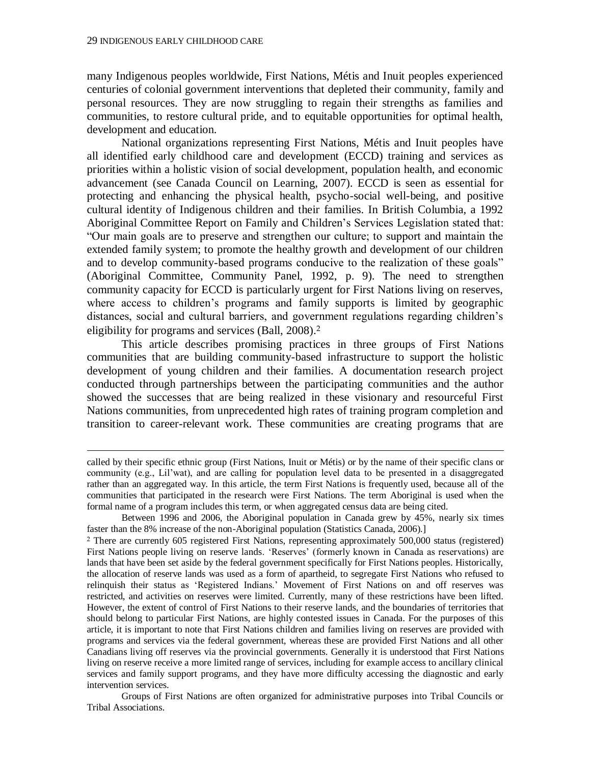many Indigenous peoples worldwide, First Nations, Métis and Inuit peoples experienced centuries of colonial government interventions that depleted their community, family and personal resources. They are now struggling to regain their strengths as families and communities, to restore cultural pride, and to equitable opportunities for optimal health, development and education.

National organizations representing First Nations, Métis and Inuit peoples have all identified early childhood care and development (ECCD) training and services as priorities within a holistic vision of social development, population health, and economic advancement (see Canada Council on Learning, 2007). ECCD is seen as essential for protecting and enhancing the physical health, psycho-social well-being, and positive cultural identity of Indigenous children and their families. In British Columbia, a 1992 Aboriginal Committee Report on Family and Children's Services Legislation stated that: "Our main goals are to preserve and strengthen our culture; to support and maintain the extended family system; to promote the healthy growth and development of our children and to develop community-based programs conducive to the realization of these goals" (Aboriginal Committee, Community Panel, 1992, p. 9). The need to strengthen community capacity for ECCD is particularly urgent for First Nations living on reserves, where access to children's programs and family supports is limited by geographic distances, social and cultural barriers, and government regulations regarding children's eligibility for programs and services (Ball, 2008).[2]

This article describes promising practices in three groups of First Nations communities that are building community-based infrastructure to support the holistic development of young children and their families. A documentation research project conducted through partnerships between the participating communities and the author showed the successes that are being realized in these visionary and resourceful First Nations communities, from unprecedented high rates of training program completion and transition to career-relevant work. These communities are creating programs that are

---

called by their specific ethnic group (First Nations, Inuit or Métis) or by the name of their specific clans or community (e.g., Lil'wat), and are calling for population level data to be presented in a disaggregated rather than an aggregated way. In this article, the term First Nations is frequently used, because all of the communities that participated in the research were First Nations. The term Aboriginal is used when the formal name of a program includes this term, or when aggregated census data are being cited.

Between 1996 and 2006, the Aboriginal population in Canada grew by 45%, nearly six times faster than the 8% increase of the non-Aboriginal population (Statistics Canada, 2006).]

[2] There are currently 605 registered First Nations, representing approximately 500,000 status (registered) First Nations people living on reserve lands. 'Reserves' (formerly known in Canada as reservations) are lands that have been set aside by the federal government specifically for First Nations peoples. Historically, the allocation of reserve lands was used as a form of apartheid, to segregate First Nations who refused to relinquish their status as 'Registered Indians.' Movement of First Nations on and off reserves was restricted, and activities on reserves were limited. Currently, many of these restrictions have been lifted. However, the extent of control of First Nations to their reserve lands, and the boundaries of territories that should belong to particular First Nations, are highly contested issues in Canada. For the purposes of this article, it is important to note that First Nations children and families living on reserves are provided with programs and services via the federal government, whereas these are provided First Nations and all other Canadians living off reserves via the provincial governments. Generally it is understood that First Nations living on reserve receive a more limited range of services, including for example access to ancillary clinical services and family support programs, and they have more difficulty accessing the diagnostic and early intervention services.

Groups of First Nations are often organized for administrative purposes into Tribal Councils or Tribal Associations.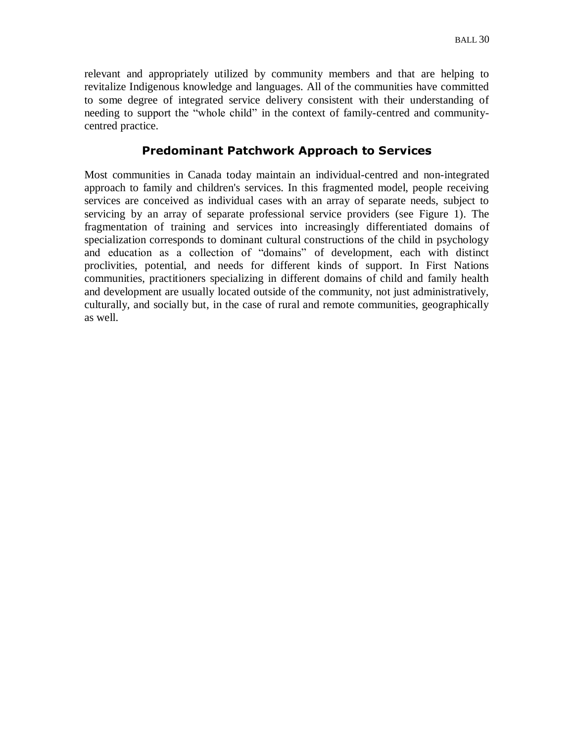relevant and appropriately utilized by community members and that are helping to revitalize Indigenous knowledge and languages. All of the communities have committed to some degree of integrated service delivery consistent with their understanding of needing to support the "whole child" in the context of family-centred and community-centred practice.

## Predominant Patchwork Approach to Services

Most communities in Canada today maintain an individual-centred and non-integrated approach to family and children's services. In this fragmented model, people receiving services are conceived as individual cases with an array of separate needs, subject to servicing by an array of separate professional service providers (see Figure 1). The fragmentation of training and services into increasingly differentiated domains of specialization corresponds to dominant cultural constructions of the child in psychology and education as a collection of "domains" of development, each with distinct proclivities, potential, and needs for different kinds of support. In First Nations communities, practitioners specializing in different domains of child and family health and development are usually located outside of the community, not just administratively, culturally, and socially but, in the case of rural and remote communities, geographically as well.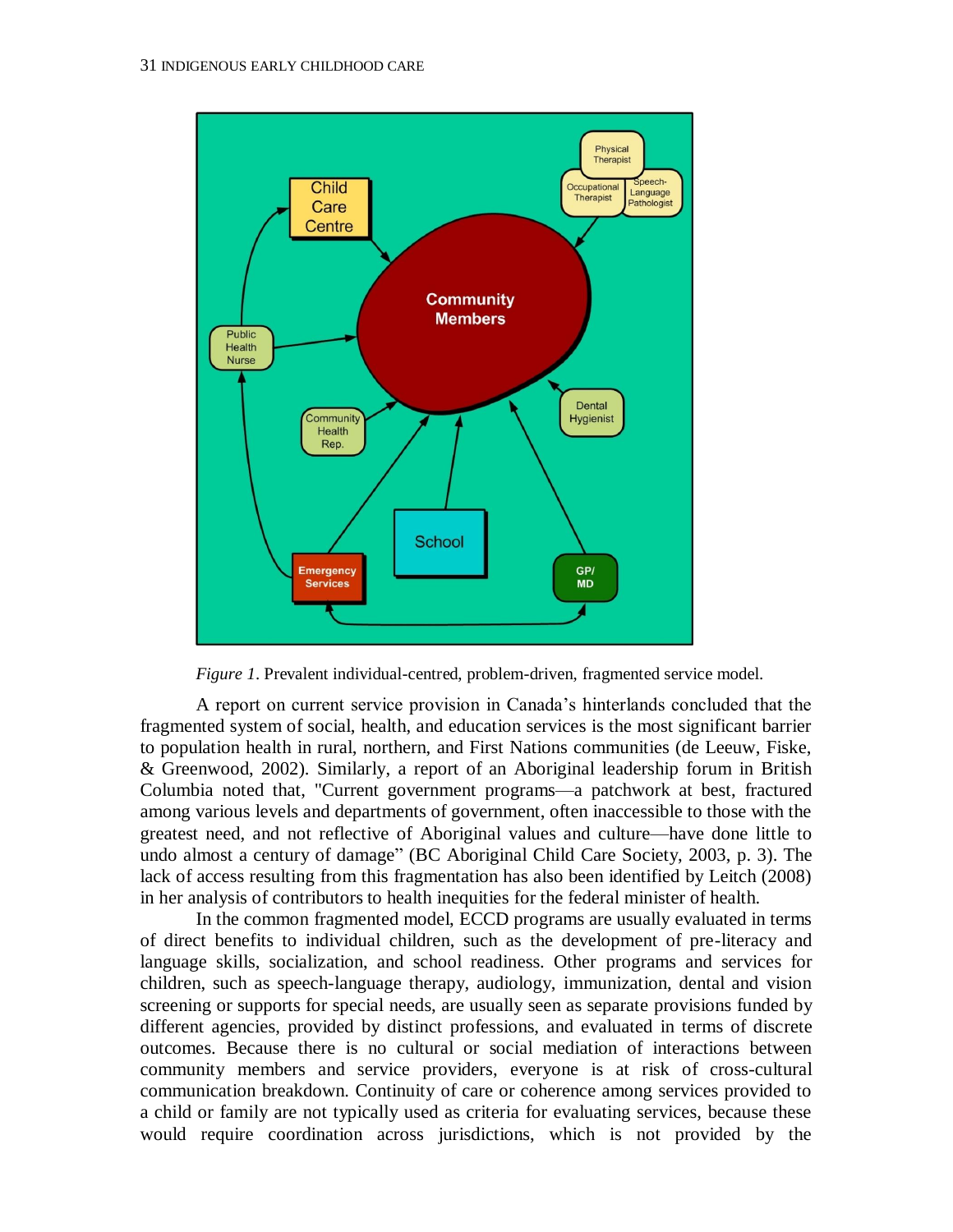*Figure 1*. Prevalent individual-centred, problem-driven, fragmented service model.

A report on current service provision in Canada's hinterlands concluded that the fragmented system of social, health, and education services is the most significant barrier to population health in rural, northern, and First Nations communities (de Leeuw, Fiske, & Greenwood, 2002). Similarly, a report of an Aboriginal leadership forum in British Columbia noted that, "Current government programs—a patchwork at best, fractured among various levels and departments of government, often inaccessible to those with the greatest need, and not reflective of Aboriginal values and culture—have done little to undo almost a century of damage" (BC Aboriginal Child Care Society, 2003, p. 3). The lack of access resulting from this fragmentation has also been identified by Leitch (2008) in her analysis of contributors to health inequities for the federal minister of health.

In the common fragmented model, ECCD programs are usually evaluated in terms of direct benefits to individual children, such as the development of pre-literacy and language skills, socialization, and school readiness. Other programs and services for children, such as speech-language therapy, audiology, immunization, dental and vision screening or supports for special needs, are usually seen as separate provisions funded by different agencies, provided by distinct professions, and evaluated in terms of discrete outcomes. Because there is no cultural or social mediation of interactions between community members and service providers, everyone is at risk of cross-cultural communication breakdown. Continuity of care or coherence among services provided to a child or family are not typically used as criteria for evaluating services, because these would require coordination across jurisdictions, which is not provided by the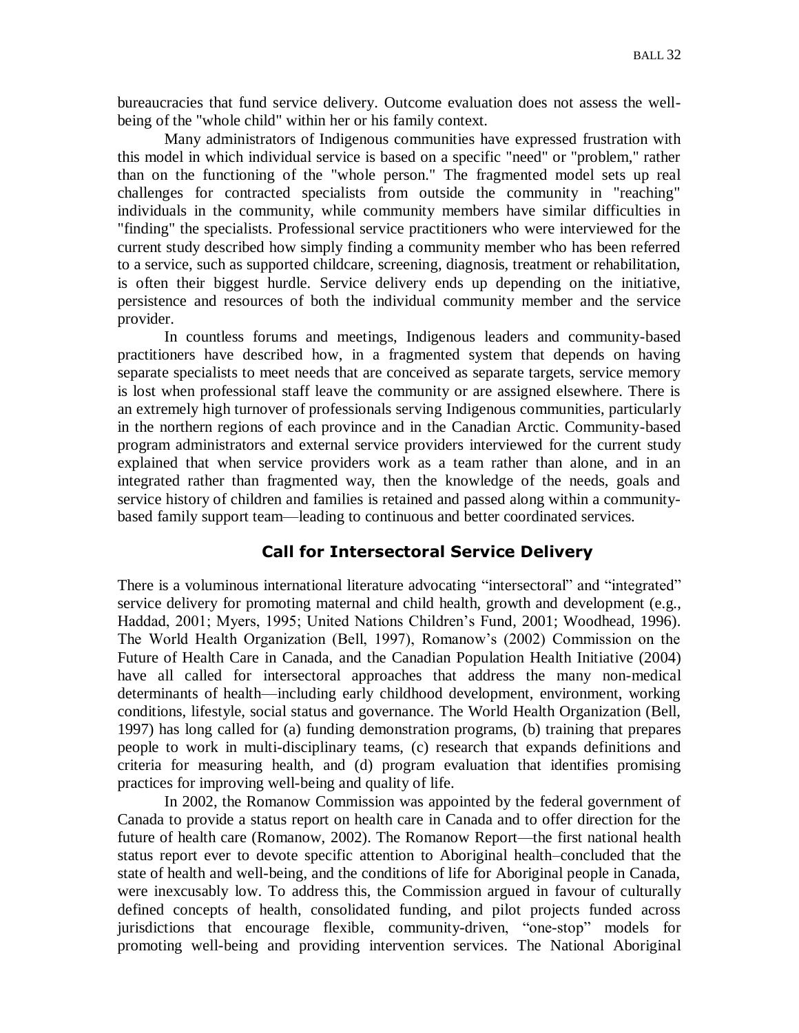bureaucracies that fund service delivery. Outcome evaluation does not assess the well-being of the "whole child" within her or his family context.

Many administrators of Indigenous communities have expressed frustration with this model in which individual service is based on a specific "need" or "problem," rather than on the functioning of the "whole person." The fragmented model sets up real challenges for contracted specialists from outside the community in "reaching" individuals in the community, while community members have similar difficulties in "finding" the specialists. Professional service practitioners who were interviewed for the current study described how simply finding a community member who has been referred to a service, such as supported childcare, screening, diagnosis, treatment or rehabilitation, is often their biggest hurdle. Service delivery ends up depending on the initiative, persistence and resources of both the individual community member and the service provider.

In countless forums and meetings, Indigenous leaders and community-based practitioners have described how, in a fragmented system that depends on having separate specialists to meet needs that are conceived as separate targets, service memory is lost when professional staff leave the community or are assigned elsewhere. There is an extremely high turnover of professionals serving Indigenous communities, particularly in the northern regions of each province and in the Canadian Arctic. Community-based program administrators and external service providers interviewed for the current study explained that when service providers work as a team rather than alone, and in an integrated rather than fragmented way, then the knowledge of the needs, goals and service history of children and families is retained and passed along within a community-based family support team—leading to continuous and better coordinated services.

## Call for Intersectoral Service Delivery

There is a voluminous international literature advocating "intersectoral" and "integrated" service delivery for promoting maternal and child health, growth and development (e.g., Haddad, 2001; Myers, 1995; United Nations Children's Fund, 2001; Woodhead, 1996). The World Health Organization (Bell, 1997), Romanow's (2002) Commission on the Future of Health Care in Canada, and the Canadian Population Health Initiative (2004) have all called for intersectoral approaches that address the many non-medical determinants of health—including early childhood development, environment, working conditions, lifestyle, social status and governance. The World Health Organization (Bell, 1997) has long called for (a) funding demonstration programs, (b) training that prepares people to work in multi-disciplinary teams, (c) research that expands definitions and criteria for measuring health, and (d) program evaluation that identifies promising practices for improving well-being and quality of life.

In 2002, the Romanow Commission was appointed by the federal government of Canada to provide a status report on health care in Canada and to offer direction for the future of health care (Romanow, 2002). The Romanow Report—the first national health status report ever to devote specific attention to Aboriginal health–concluded that the state of health and well-being, and the conditions of life for Aboriginal people in Canada, were inexcusably low. To address this, the Commission argued in favour of culturally defined concepts of health, consolidated funding, and pilot projects funded across jurisdictions that encourage flexible, community-driven, "one-stop" models for promoting well-being and providing intervention services. The National Aboriginal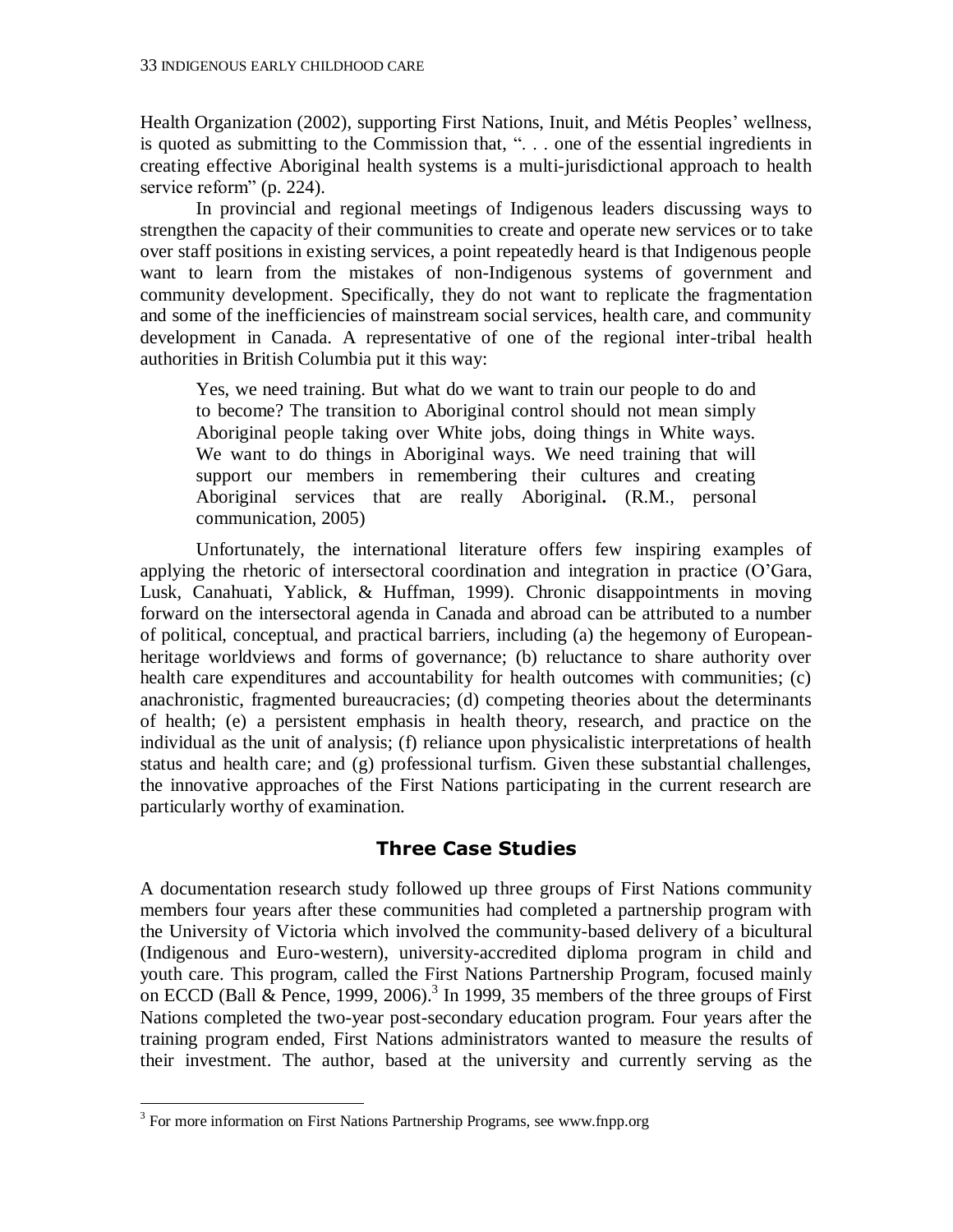Health Organization (2002), supporting First Nations, Inuit, and Métis Peoples' wellness, is quoted as submitting to the Commission that, ". . . one of the essential ingredients in creating effective Aboriginal health systems is a multi-jurisdictional approach to health service reform" (p. 224).

In provincial and regional meetings of Indigenous leaders discussing ways to strengthen the capacity of their communities to create and operate new services or to take over staff positions in existing services, a point repeatedly heard is that Indigenous people want to learn from the mistakes of non-Indigenous systems of government and community development. Specifically, they do not want to replicate the fragmentation and some of the inefficiencies of mainstream social services, health care, and community development in Canada. A representative of one of the regional inter-tribal health authorities in British Columbia put it this way:

> Yes, we need training. But what do we want to train our people to do and to become? The transition to Aboriginal control should not mean simply Aboriginal people taking over White jobs, doing things in White ways. We want to do things in Aboriginal ways. We need training that will support our members in remembering their cultures and creating Aboriginal services that are really Aboriginal**.** (R.M., personal communication, 2005)

Unfortunately, the international literature offers few inspiring examples of applying the rhetoric of intersectoral coordination and integration in practice (O'Gara, Lusk, Canahuati, Yablick, & Huffman, 1999). Chronic disappointments in moving forward on the intersectoral agenda in Canada and abroad can be attributed to a number of political, conceptual, and practical barriers, including (a) the hegemony of European-heritage worldviews and forms of governance; (b) reluctance to share authority over health care expenditures and accountability for health outcomes with communities; (c) anachronistic, fragmented bureaucracies; (d) competing theories about the determinants of health; (e) a persistent emphasis in health theory, research, and practice on the individual as the unit of analysis; (f) reliance upon physicalistic interpretations of health status and health care; and (g) professional turfism. Given these substantial challenges, the innovative approaches of the First Nations participating in the current research are particularly worthy of examination.

## Three Case Studies

A documentation research study followed up three groups of First Nations community members four years after these communities had completed a partnership program with the University of Victoria which involved the community-based delivery of a bicultural (Indigenous and Euro-western), university-accredited diploma program in child and youth care. This program, called the First Nations Partnership Program, focused mainly on ECCD (Ball & Pence, 1999, 2006).[3] In 1999, 35 members of the three groups of First Nations completed the two-year post-secondary education program. Four years after the training program ended, First Nations administrators wanted to measure the results of their investment. The author, based at the university and currently serving as the

[3] For more information on First Nations Partnership Programs, see www.fnpp.org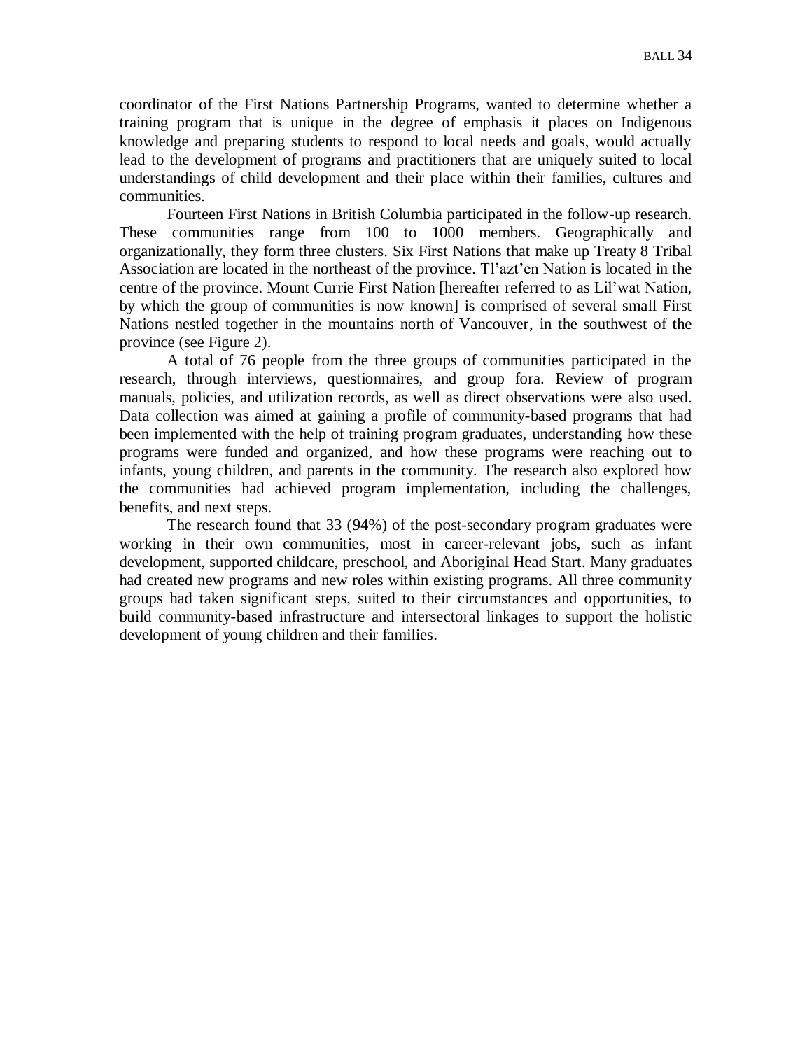coordinator of the First Nations Partnership Programs, wanted to determine whether a training program that is unique in the degree of emphasis it places on Indigenous knowledge and preparing students to respond to local needs and goals, would actually lead to the development of programs and practitioners that are uniquely suited to local understandings of child development and their place within their families, cultures and communities.

Fourteen First Nations in British Columbia participated in the follow-up research. These communities range from 100 to 1000 members. Geographically and organizationally, they form three clusters. Six First Nations that make up Treaty 8 Tribal Association are located in the northeast of the province. Tl'azt'en Nation is located in the centre of the province. Mount Currie First Nation [hereafter referred to as Lil'wat Nation, by which the group of communities is now known] is comprised of several small First Nations nestled together in the mountains north of Vancouver, in the southwest of the province (see Figure 2).

A total of 76 people from the three groups of communities participated in the research, through interviews, questionnaires, and group fora. Review of program manuals, policies, and utilization records, as well as direct observations were also used. Data collection was aimed at gaining a profile of community-based programs that had been implemented with the help of training program graduates, understanding how these programs were funded and organized, and how these programs were reaching out to infants, young children, and parents in the community. The research also explored how the communities had achieved program implementation, including the challenges, benefits, and next steps.

The research found that 33 (94%) of the post-secondary program graduates were working in their own communities, most in career-relevant jobs, such as infant development, supported childcare, preschool, and Aboriginal Head Start. Many graduates had created new programs and new roles within existing programs. All three community groups had taken significant steps, suited to their circumstances and opportunities, to build community-based infrastructure and intersectoral linkages to support the holistic development of young children and their families.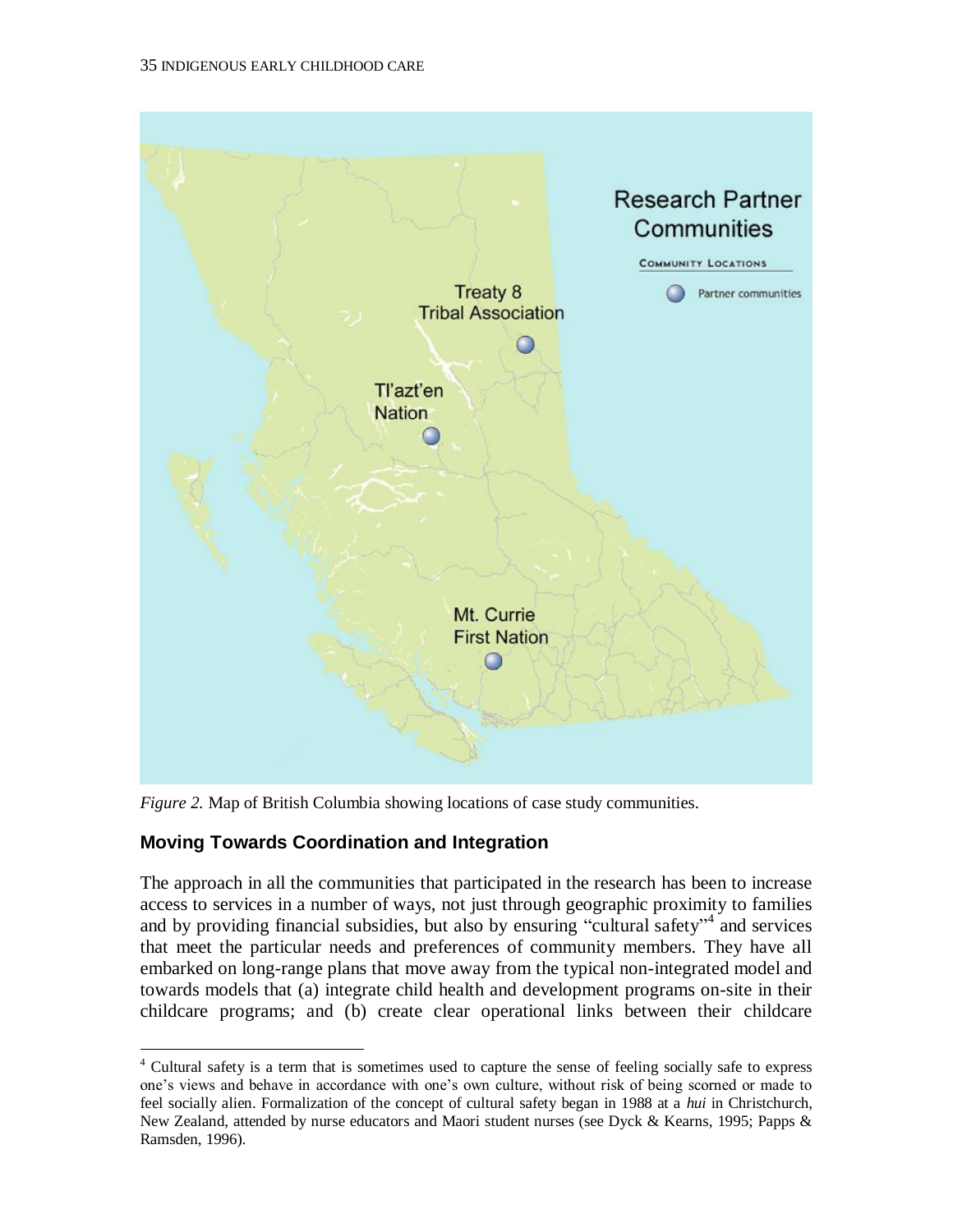*Figure 2.* Map of British Columbia showing locations of case study communities.

### Moving Towards Coordination and Integration

The approach in all the communities that participated in the research has been to increase access to services in a number of ways, not just through geographic proximity to families and by providing financial subsidies, but also by ensuring "cultural safety"[4] and services that meet the particular needs and preferences of community members. They have all embarked on long-range plans that move away from the typical non-integrated model and towards models that (a) integrate child health and development programs on-site in their childcare programs; and (b) create clear operational links between their childcare

[4] Cultural safety is a term that is sometimes used to capture the sense of feeling socially safe to express one's views and behave in accordance with one's own culture, without risk of being scorned or made to feel socially alien. Formalization of the concept of cultural safety began in 1988 at a *hui* in Christchurch, New Zealand, attended by nurse educators and Maori student nurses (see Dyck & Kearns, 1995; Papps & Ramsden, 1996).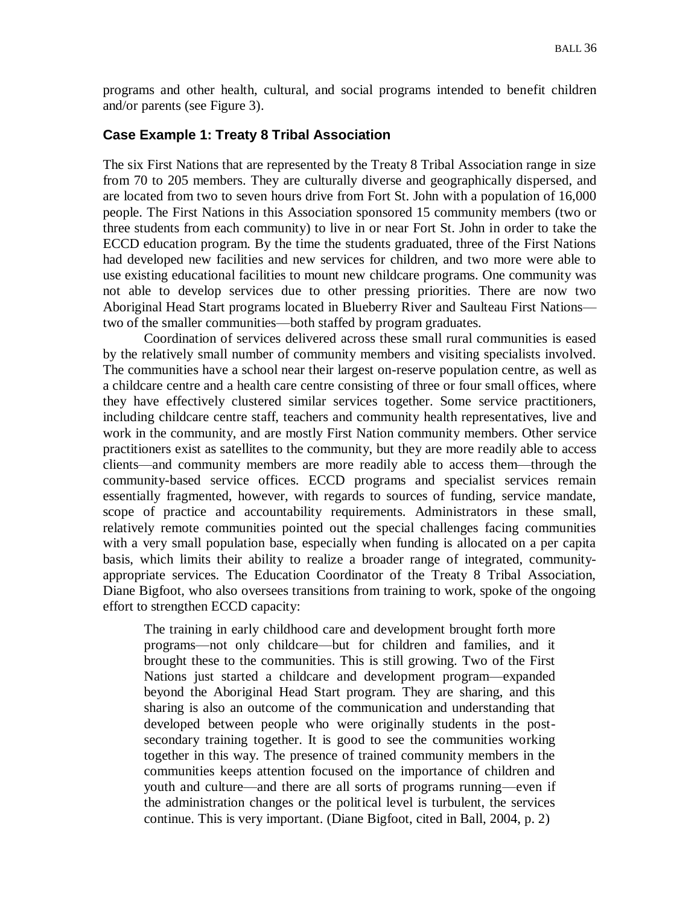programs and other health, cultural, and social programs intended to benefit children and/or parents (see Figure 3).

### Case Example 1: Treaty 8 Tribal Association

The six First Nations that are represented by the Treaty 8 Tribal Association range in size from 70 to 205 members. They are culturally diverse and geographically dispersed, and are located from two to seven hours drive from Fort St. John with a population of 16,000 people. The First Nations in this Association sponsored 15 community members (two or three students from each community) to live in or near Fort St. John in order to take the ECCD education program. By the time the students graduated, three of the First Nations had developed new facilities and new services for children, and two more were able to use existing educational facilities to mount new childcare programs. One community was not able to develop services due to other pressing priorities. There are now two Aboriginal Head Start programs located in Blueberry River and Saulteau First Nations—two of the smaller communities—both staffed by program graduates.

Coordination of services delivered across these small rural communities is eased by the relatively small number of community members and visiting specialists involved. The communities have a school near their largest on-reserve population centre, as well as a childcare centre and a health care centre consisting of three or four small offices, where they have effectively clustered similar services together. Some service practitioners, including childcare centre staff, teachers and community health representatives, live and work in the community, and are mostly First Nation community members. Other service practitioners exist as satellites to the community, but they are more readily able to access clients—and community members are more readily able to access them—through the community-based service offices. ECCD programs and specialist services remain essentially fragmented, however, with regards to sources of funding, service mandate, scope of practice and accountability requirements. Administrators in these small, relatively remote communities pointed out the special challenges facing communities with a very small population base, especially when funding is allocated on a per capita basis, which limits their ability to realize a broader range of integrated, community-appropriate services. The Education Coordinator of the Treaty 8 Tribal Association, Diane Bigfoot, who also oversees transitions from training to work, spoke of the ongoing effort to strengthen ECCD capacity:

> The training in early childhood care and development brought forth more programs—not only childcare—but for children and families, and it brought these to the communities. This is still growing. Two of the First Nations just started a childcare and development program—expanded beyond the Aboriginal Head Start program. They are sharing, and this sharing is also an outcome of the communication and understanding that developed between people who were originally students in the post-secondary training together. It is good to see the communities working together in this way. The presence of trained community members in the communities keeps attention focused on the importance of children and youth and culture—and there are all sorts of programs running—even if the administration changes or the political level is turbulent, the services continue. This is very important. (Diane Bigfoot, cited in Ball, 2004, p. 2)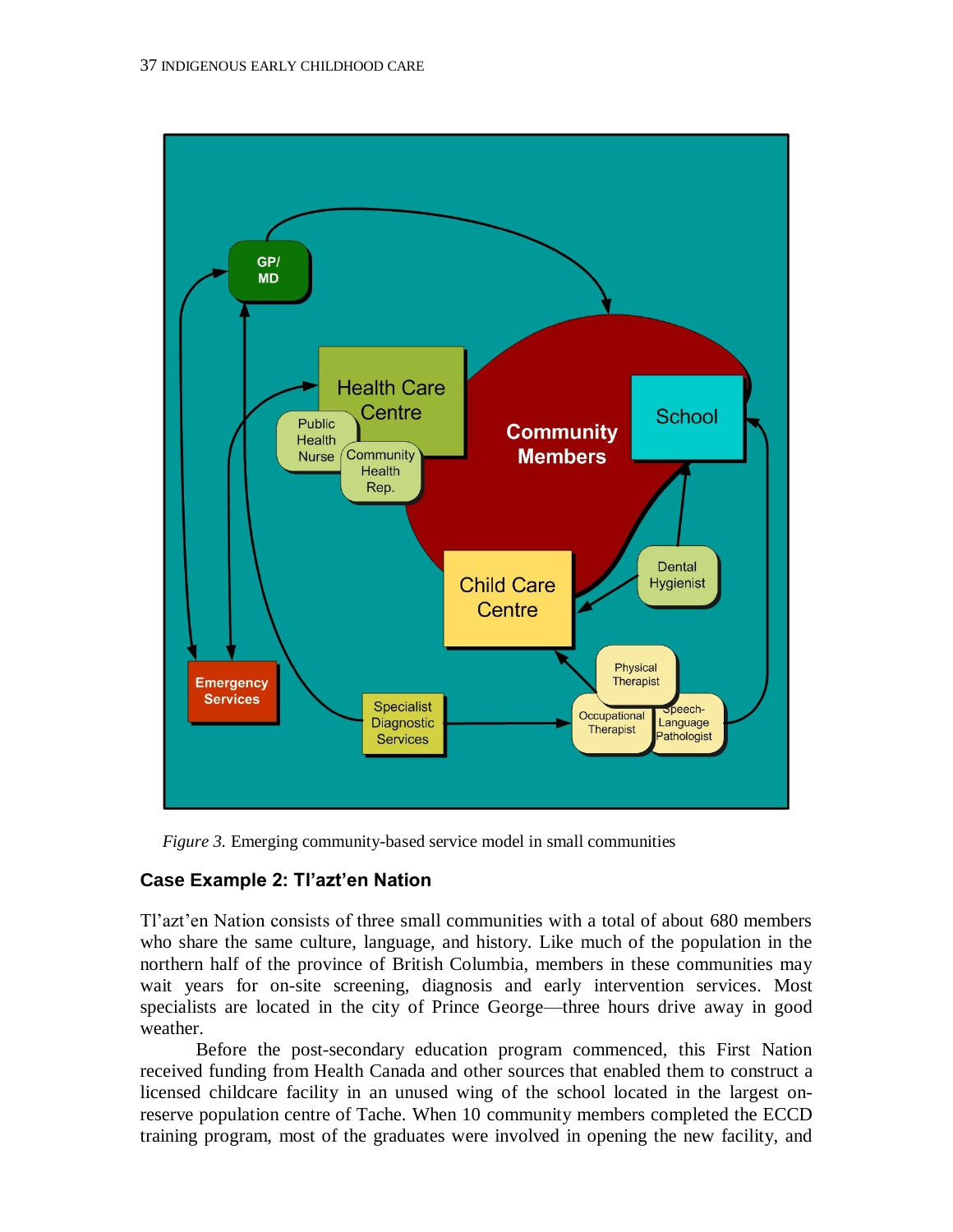*Figure 3.* Emerging community-based service model in small communities

### Case Example 2: Tl'azt'en Nation

Tl'azt'en Nation consists of three small communities with a total of about 680 members who share the same culture, language, and history. Like much of the population in the northern half of the province of British Columbia, members in these communities may wait years for on-site screening, diagnosis and early intervention services. Most specialists are located in the city of Prince George—three hours drive away in good weather.

Before the post-secondary education program commenced, this First Nation received funding from Health Canada and other sources that enabled them to construct a licensed childcare facility in an unused wing of the school located in the largest on-reserve population centre of Tache. When 10 community members completed the ECCD training program, most of the graduates were involved in opening the new facility, and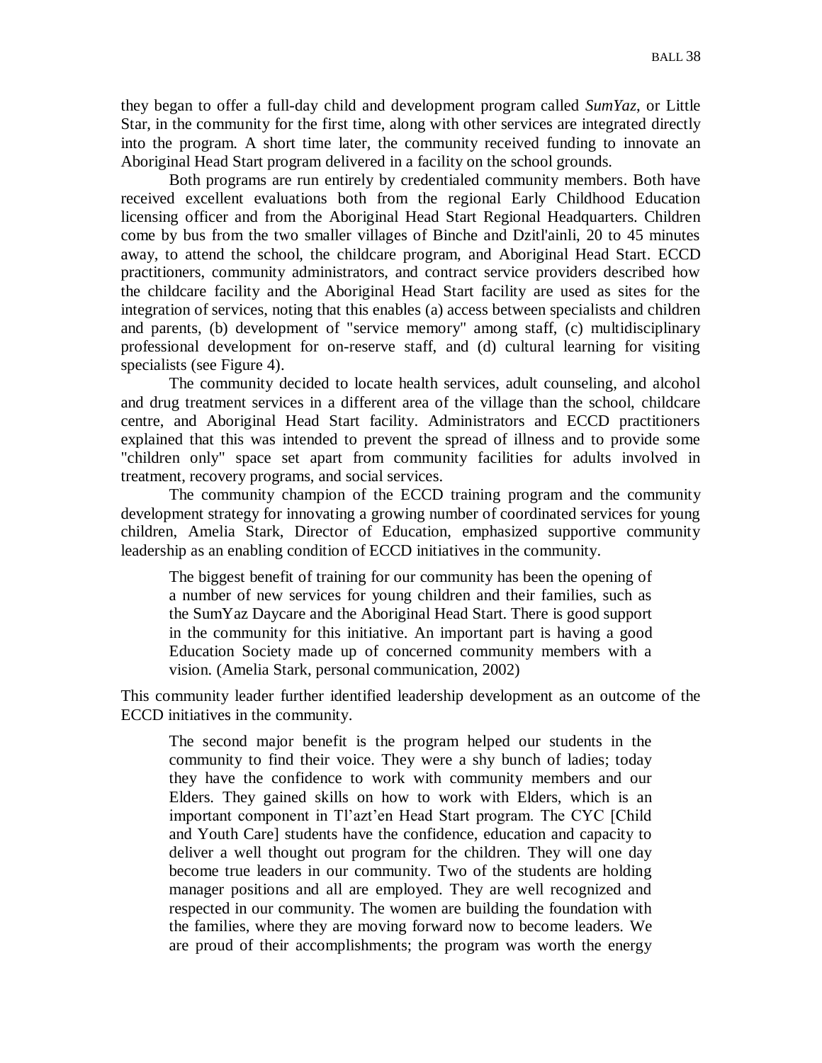they began to offer a full-day child and development program called *SumYaz*, or Little Star, in the community for the first time, along with other services are integrated directly into the program. A short time later, the community received funding to innovate an Aboriginal Head Start program delivered in a facility on the school grounds.

Both programs are run entirely by credentialed community members. Both have received excellent evaluations both from the regional Early Childhood Education licensing officer and from the Aboriginal Head Start Regional Headquarters. Children come by bus from the two smaller villages of Binche and Dzitl'ainli, 20 to 45 minutes away, to attend the school, the childcare program, and Aboriginal Head Start. ECCD practitioners, community administrators, and contract service providers described how the childcare facility and the Aboriginal Head Start facility are used as sites for the integration of services, noting that this enables (a) access between specialists and children and parents, (b) development of "service memory" among staff, (c) multidisciplinary professional development for on-reserve staff, and (d) cultural learning for visiting specialists (see Figure 4).

The community decided to locate health services, adult counseling, and alcohol and drug treatment services in a different area of the village than the school, childcare centre, and Aboriginal Head Start facility. Administrators and ECCD practitioners explained that this was intended to prevent the spread of illness and to provide some "children only" space set apart from community facilities for adults involved in treatment, recovery programs, and social services.

The community champion of the ECCD training program and the community development strategy for innovating a growing number of coordinated services for young children, Amelia Stark, Director of Education, emphasized supportive community leadership as an enabling condition of ECCD initiatives in the community.

> The biggest benefit of training for our community has been the opening of a number of new services for young children and their families, such as the SumYaz Daycare and the Aboriginal Head Start. There is good support in the community for this initiative. An important part is having a good Education Society made up of concerned community members with a vision. (Amelia Stark, personal communication, 2002)

This community leader further identified leadership development as an outcome of the ECCD initiatives in the community.

> The second major benefit is the program helped our students in the community to find their voice. They were a shy bunch of ladies; today they have the confidence to work with community members and our Elders. They gained skills on how to work with Elders, which is an important component in Tl'azt'en Head Start program. The CYC [Child and Youth Care] students have the confidence, education and capacity to deliver a well thought out program for the children. They will one day become true leaders in our community. Two of the students are holding manager positions and all are employed. They are well recognized and respected in our community. The women are building the foundation with the families, where they are moving forward now to become leaders. We are proud of their accomplishments; the program was worth the energy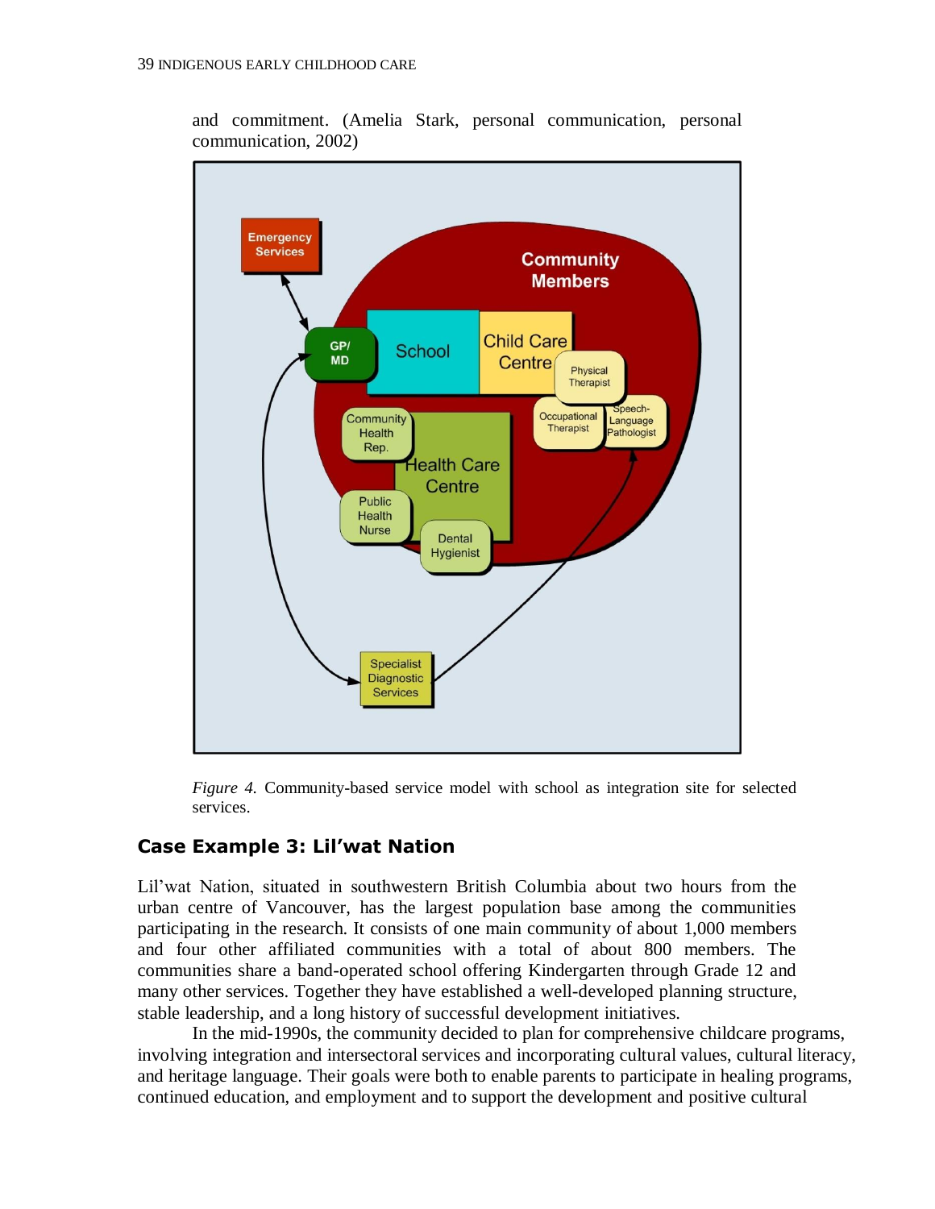and commitment. (Amelia Stark, personal communication, personal communication, 2002)

*Figure 4.* Community-based service model with school as integration site for selected services.

## Case Example 3: Lil'wat Nation

Lil'wat Nation, situated in southwestern British Columbia about two hours from the urban centre of Vancouver, has the largest population base among the communities participating in the research. It consists of one main community of about 1,000 members and four other affiliated communities with a total of about 800 members. The communities share a band-operated school offering Kindergarten through Grade 12 and many other services. Together they have established a well-developed planning structure, stable leadership, and a long history of successful development initiatives.

In the mid-1990s, the community decided to plan for comprehensive childcare programs, involving integration and intersectoral services and incorporating cultural values, cultural literacy, and heritage language. Their goals were both to enable parents to participate in healing programs, continued education, and employment and to support the development and positive cultural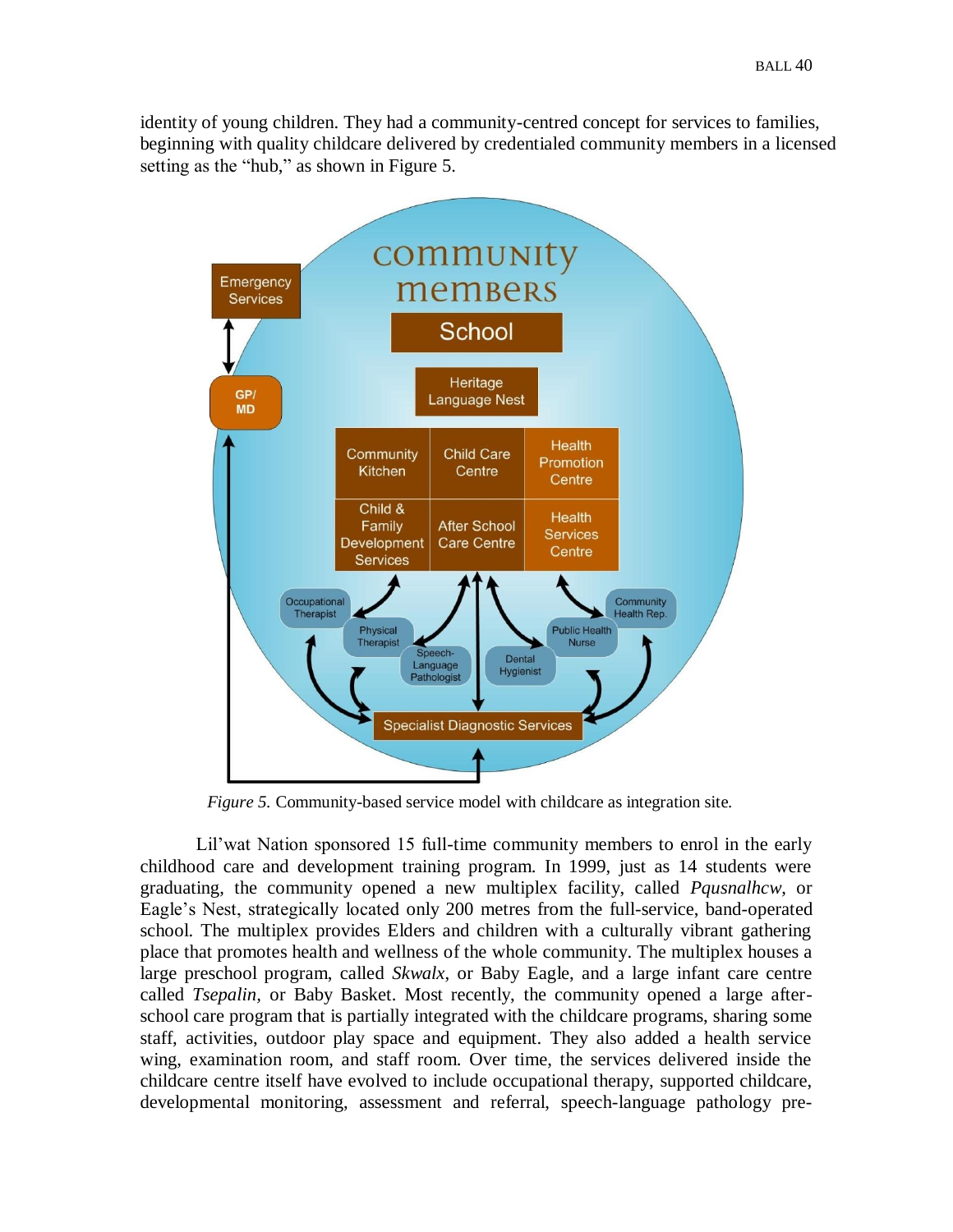identity of young children. They had a community-centred concept for services to families, beginning with quality childcare delivered by credentialed community members in a licensed setting as the “hub,” as shown in Figure 5.

*Figure 5.* Community-based service model with childcare as integration site.

Lil’wat Nation sponsored 15 full-time community members to enrol in the early childhood care and development training program. In 1999, just as 14 students were graduating, the community opened a new multiplex facility, called *Pqusnalhcw*, or Eagle’s Nest, strategically located only 200 metres from the full-service, band-operated school. The multiplex provides Elders and children with a culturally vibrant gathering place that promotes health and wellness of the whole community. The multiplex houses a large preschool program, called *Skwalx*, or Baby Eagle, and a large infant care centre called *Tsepalin,* or Baby Basket. Most recently, the community opened a large after-school care program that is partially integrated with the childcare programs, sharing some staff, activities, outdoor play space and equipment. They also added a health service wing, examination room, and staff room. Over time, the services delivered inside the childcare centre itself have evolved to include occupational therapy, supported childcare, developmental monitoring, assessment and referral, speech-language pathology pre-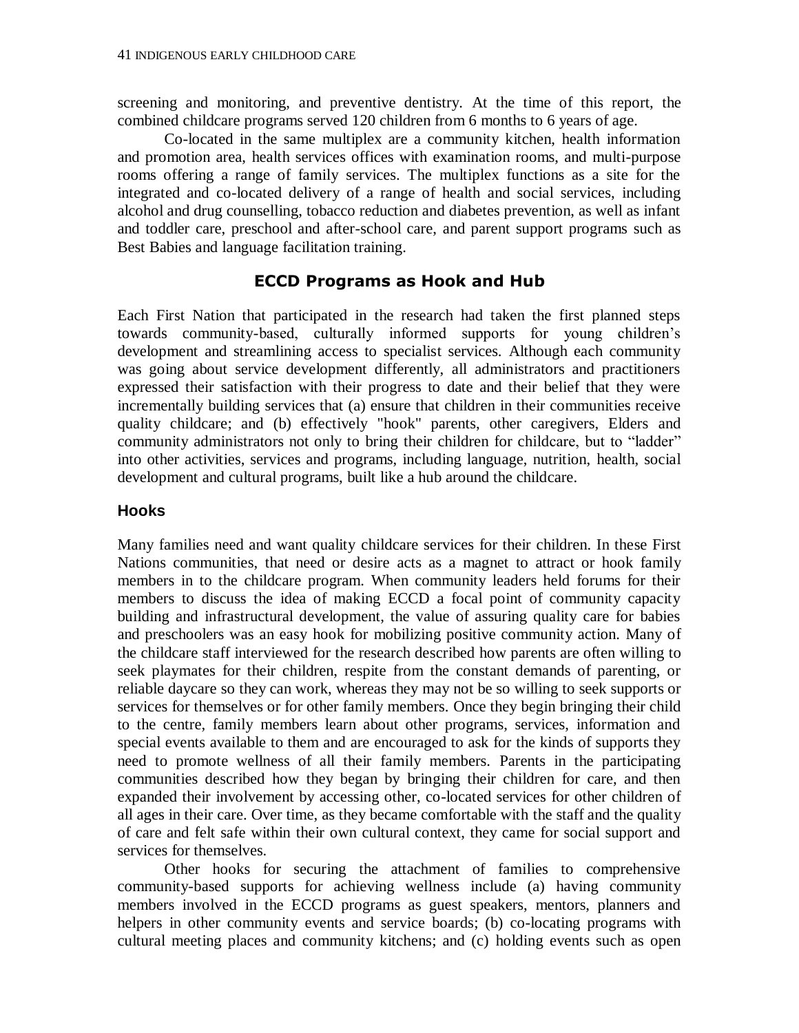screening and monitoring, and preventive dentistry. At the time of this report, the combined childcare programs served 120 children from 6 months to 6 years of age.

Co-located in the same multiplex are a community kitchen, health information and promotion area, health services offices with examination rooms, and multi-purpose rooms offering a range of family services. The multiplex functions as a site for the integrated and co-located delivery of a range of health and social services, including alcohol and drug counselling, tobacco reduction and diabetes prevention, as well as infant and toddler care, preschool and after-school care, and parent support programs such as Best Babies and language facilitation training.

## ECCD Programs as Hook and Hub

Each First Nation that participated in the research had taken the first planned steps towards community-based, culturally informed supports for young children's development and streamlining access to specialist services. Although each community was going about service development differently, all administrators and practitioners expressed their satisfaction with their progress to date and their belief that they were incrementally building services that (a) ensure that children in their communities receive quality childcare; and (b) effectively "hook" parents, other caregivers, Elders and community administrators not only to bring their children for childcare, but to "ladder" into other activities, services and programs, including language, nutrition, health, social development and cultural programs, built like a hub around the childcare.

### Hooks

Many families need and want quality childcare services for their children. In these First Nations communities, that need or desire acts as a magnet to attract or hook family members in to the childcare program. When community leaders held forums for their members to discuss the idea of making ECCD a focal point of community capacity building and infrastructural development, the value of assuring quality care for babies and preschoolers was an easy hook for mobilizing positive community action. Many of the childcare staff interviewed for the research described how parents are often willing to seek playmates for their children, respite from the constant demands of parenting, or reliable daycare so they can work, whereas they may not be so willing to seek supports or services for themselves or for other family members. Once they begin bringing their child to the centre, family members learn about other programs, services, information and special events available to them and are encouraged to ask for the kinds of supports they need to promote wellness of all their family members. Parents in the participating communities described how they began by bringing their children for care, and then expanded their involvement by accessing other, co-located services for other children of all ages in their care. Over time, as they became comfortable with the staff and the quality of care and felt safe within their own cultural context, they came for social support and services for themselves.

Other hooks for securing the attachment of families to comprehensive community-based supports for achieving wellness include (a) having community members involved in the ECCD programs as guest speakers, mentors, planners and helpers in other community events and service boards; (b) co-locating programs with cultural meeting places and community kitchens; and (c) holding events such as open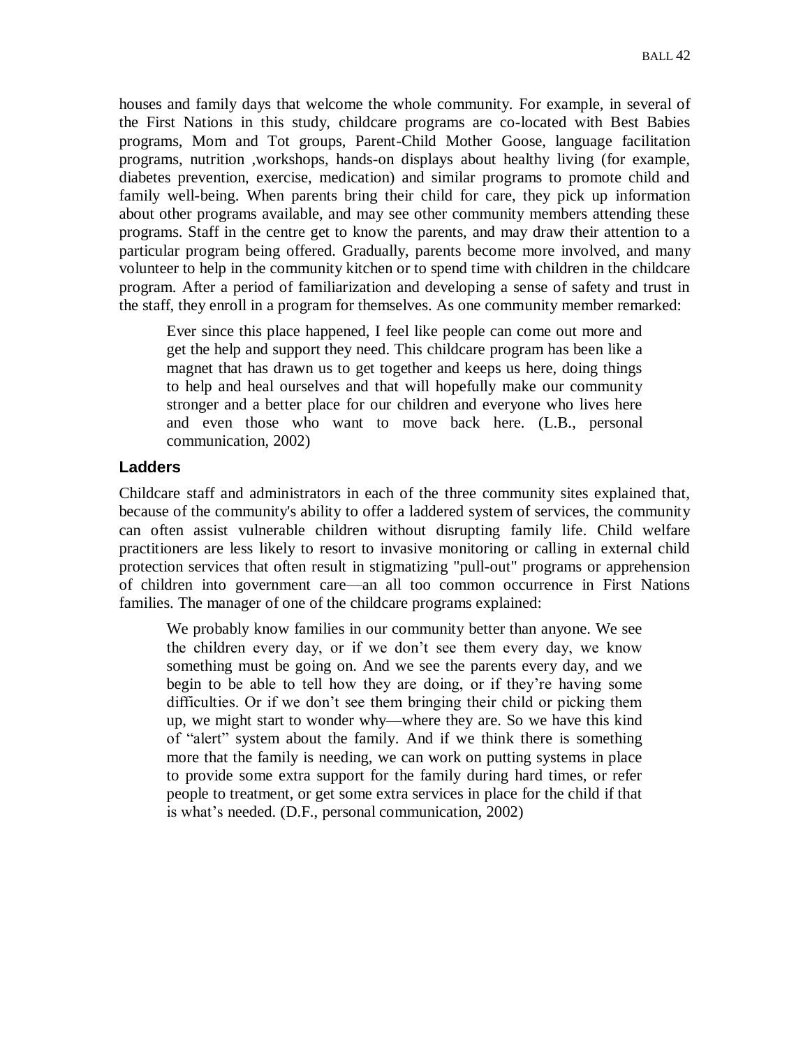houses and family days that welcome the whole community. For example, in several of the First Nations in this study, childcare programs are co-located with Best Babies programs, Mom and Tot groups, Parent-Child Mother Goose, language facilitation programs, nutrition ,workshops, hands-on displays about healthy living (for example, diabetes prevention, exercise, medication) and similar programs to promote child and family well-being. When parents bring their child for care, they pick up information about other programs available, and may see other community members attending these programs. Staff in the centre get to know the parents, and may draw their attention to a particular program being offered. Gradually, parents become more involved, and many volunteer to help in the community kitchen or to spend time with children in the childcare program. After a period of familiarization and developing a sense of safety and trust in the staff, they enroll in a program for themselves. As one community member remarked:

> Ever since this place happened, I feel like people can come out more and get the help and support they need. This childcare program has been like a magnet that has drawn us to get together and keeps us here, doing things to help and heal ourselves and that will hopefully make our community stronger and a better place for our children and everyone who lives here and even those who want to move back here. (L.B., personal communication, 2002)

## Ladders

Childcare staff and administrators in each of the three community sites explained that, because of the community's ability to offer a laddered system of services, the community can often assist vulnerable children without disrupting family life. Child welfare practitioners are less likely to resort to invasive monitoring or calling in external child protection services that often result in stigmatizing "pull-out" programs or apprehension of children into government care—an all too common occurrence in First Nations families. The manager of one of the childcare programs explained:

> We probably know families in our community better than anyone. We see the children every day, or if we don't see them every day, we know something must be going on. And we see the parents every day, and we begin to be able to tell how they are doing, or if they're having some difficulties. Or if we don't see them bringing their child or picking them up, we might start to wonder why—where they are. So we have this kind of "alert" system about the family. And if we think there is something more that the family is needing, we can work on putting systems in place to provide some extra support for the family during hard times, or refer people to treatment, or get some extra services in place for the child if that is what's needed. (D.F., personal communication, 2002)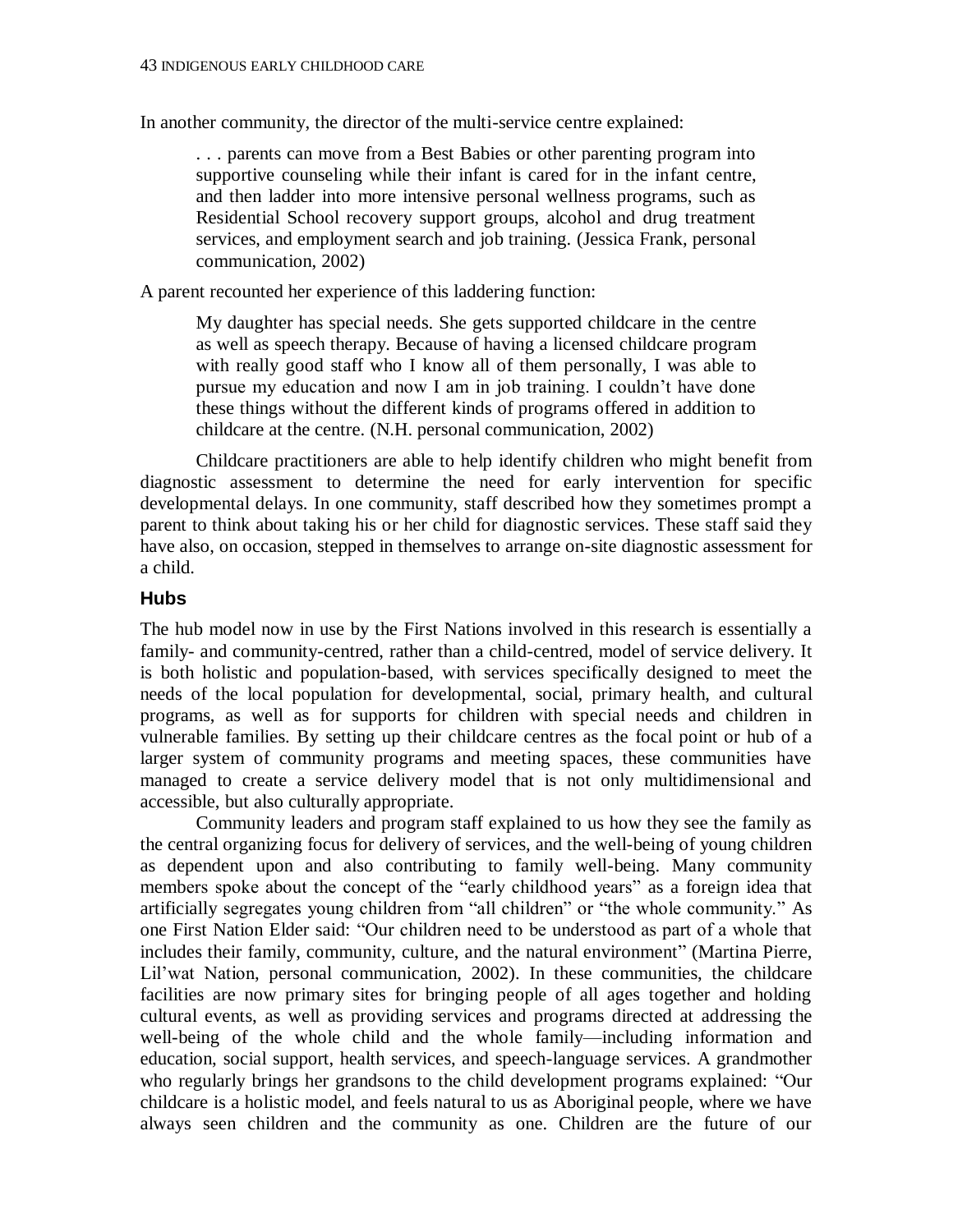In another community, the director of the multi-service centre explained:

> . . . parents can move from a Best Babies or other parenting program into supportive counseling while their infant is cared for in the infant centre, and then ladder into more intensive personal wellness programs, such as Residential School recovery support groups, alcohol and drug treatment services, and employment search and job training. (Jessica Frank, personal communication, 2002)

A parent recounted her experience of this laddering function:

> My daughter has special needs. She gets supported childcare in the centre as well as speech therapy. Because of having a licensed childcare program with really good staff who I know all of them personally, I was able to pursue my education and now I am in job training. I couldn't have done these things without the different kinds of programs offered in addition to childcare at the centre. (N.H. personal communication, 2002)

Childcare practitioners are able to help identify children who might benefit from diagnostic assessment to determine the need for early intervention for specific developmental delays. In one community, staff described how they sometimes prompt a parent to think about taking his or her child for diagnostic services. These staff said they have also, on occasion, stepped in themselves to arrange on-site diagnostic assessment for a child.

### Hubs

The hub model now in use by the First Nations involved in this research is essentially a family- and community-centred, rather than a child-centred, model of service delivery. It is both holistic and population-based, with services specifically designed to meet the needs of the local population for developmental, social, primary health, and cultural programs, as well as for supports for children with special needs and children in vulnerable families. By setting up their childcare centres as the focal point or hub of a larger system of community programs and meeting spaces, these communities have managed to create a service delivery model that is not only multidimensional and accessible, but also culturally appropriate.

Community leaders and program staff explained to us how they see the family as the central organizing focus for delivery of services, and the well-being of young children as dependent upon and also contributing to family well-being. Many community members spoke about the concept of the "early childhood years" as a foreign idea that artificially segregates young children from "all children" or "the whole community." As one First Nation Elder said: "Our children need to be understood as part of a whole that includes their family, community, culture, and the natural environment" (Martina Pierre, Lil'wat Nation, personal communication, 2002). In these communities, the childcare facilities are now primary sites for bringing people of all ages together and holding cultural events, as well as providing services and programs directed at addressing the well-being of the whole child and the whole family—including information and education, social support, health services, and speech-language services. A grandmother who regularly brings her grandsons to the child development programs explained: "Our childcare is a holistic model, and feels natural to us as Aboriginal people, where we have always seen children and the community as one. Children are the future of our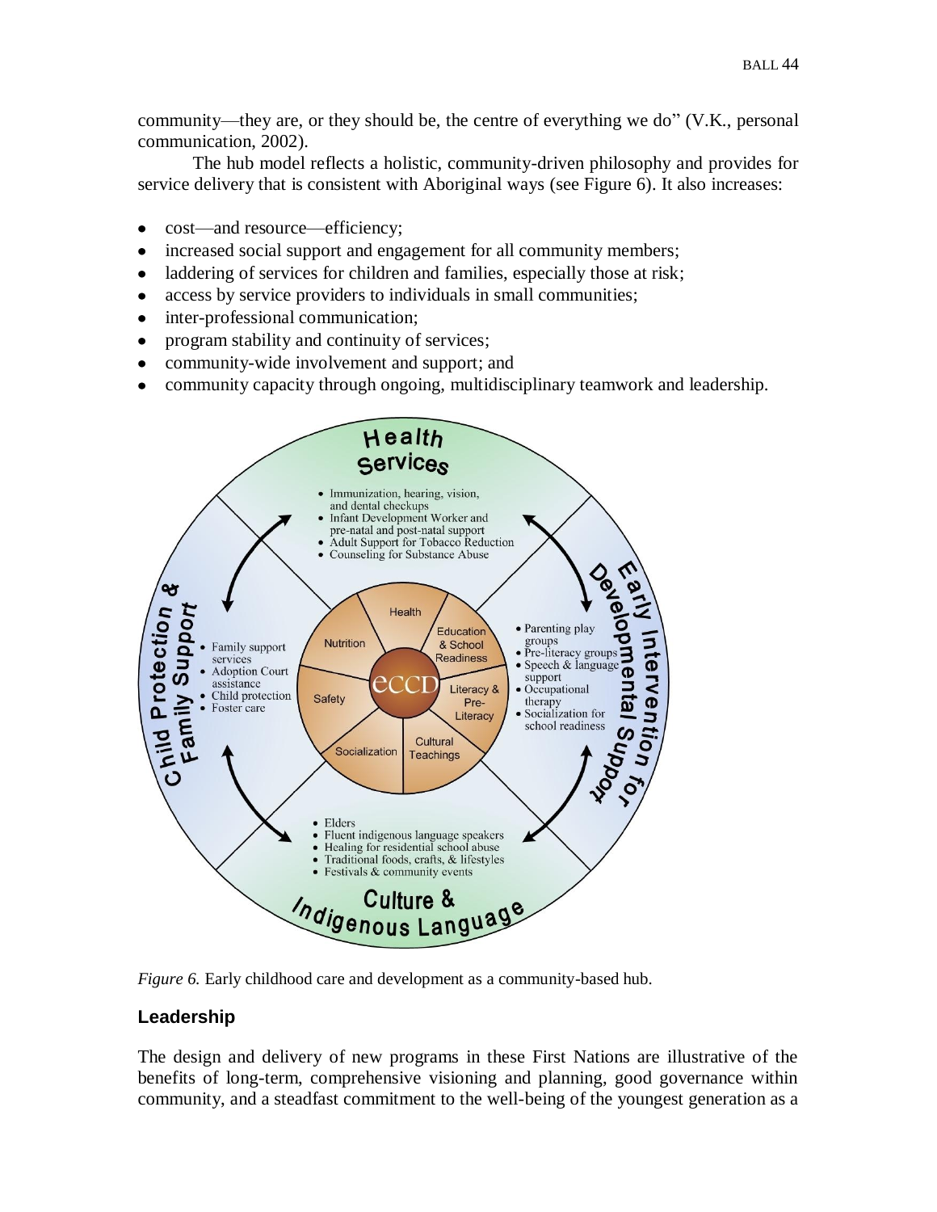community—they are, or they should be, the centre of everything we do" (V.K., personal communication, 2002).

The hub model reflects a holistic, community-driven philosophy and provides for service delivery that is consistent with Aboriginal ways (see Figure 6). It also increases:

- cost—and resource—efficiency;
- increased social support and engagement for all community members;
- laddering of services for children and families, especially those at risk;
- access by service providers to individuals in small communities;
- inter-professional communication;
- program stability and continuity of services;
- community-wide involvement and support; and
- community capacity through ongoing, multidisciplinary teamwork and leadership.

**Health Services**
- Immunization, hearing, vision, and dental checkups
- Infant Development Worker and pre-natal and post-natal support
- Adult Support for Tobacco Reduction
- Counseling for Substance Abuse

**Early Intervention for Developmental Support**
- Parenting play groups
- Pre-literacy groups
- Speech & language support
- Occupational therapy
- Socialization for school readiness

**Culture & Indigenous Language**
- Elders
- Fluent indigenous language speakers
- Healing for residential school abuse
- Traditional foods, crafts, & lifestyles
- Festivals & community events

**Child Protection & Family Support**
- Family support services
- Adoption Court assistance
- Child protection
- Foster care

**eccd**: Health; Education & School Readiness; Literacy & Pre-Literacy; Cultural Teachings; Socialization; Safety; Nutrition

*Figure 6.* Early childhood care and development as a community-based hub.

## Leadership

The design and delivery of new programs in these First Nations are illustrative of the benefits of long-term, comprehensive visioning and planning, good governance within community, and a steadfast commitment to the well-being of the youngest generation as a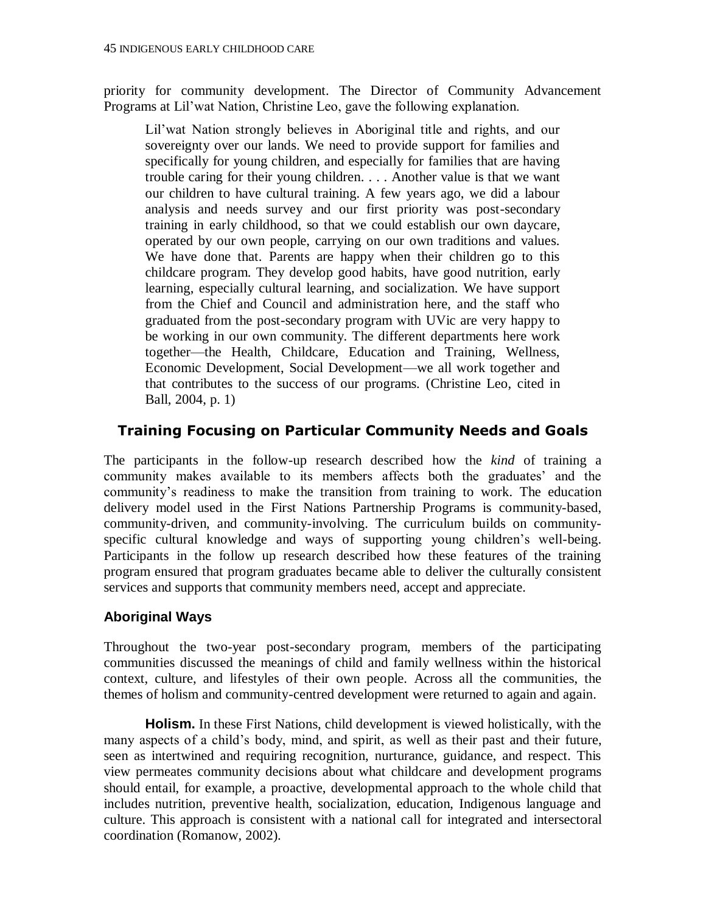priority for community development. The Director of Community Advancement Programs at Lil'wat Nation, Christine Leo, gave the following explanation.

> Lil'wat Nation strongly believes in Aboriginal title and rights, and our sovereignty over our lands. We need to provide support for families and specifically for young children, and especially for families that are having trouble caring for their young children. . . . Another value is that we want our children to have cultural training. A few years ago, we did a labour analysis and needs survey and our first priority was post-secondary training in early childhood, so that we could establish our own daycare, operated by our own people, carrying on our own traditions and values. We have done that. Parents are happy when their children go to this childcare program. They develop good habits, have good nutrition, early learning, especially cultural learning, and socialization. We have support from the Chief and Council and administration here, and the staff who graduated from the post-secondary program with UVic are very happy to be working in our own community. The different departments here work together—the Health, Childcare, Education and Training, Wellness, Economic Development, Social Development—we all work together and that contributes to the success of our programs. (Christine Leo, cited in Ball, 2004, p. 1)

## Training Focusing on Particular Community Needs and Goals

The participants in the follow-up research described how the *kind* of training a community makes available to its members affects both the graduates' and the community's readiness to make the transition from training to work. The education delivery model used in the First Nations Partnership Programs is community-based, community-driven, and community-involving. The curriculum builds on community-specific cultural knowledge and ways of supporting young children's well-being. Participants in the follow up research described how these features of the training program ensured that program graduates became able to deliver the culturally consistent services and supports that community members need, accept and appreciate.

### Aboriginal Ways

Throughout the two-year post-secondary program, members of the participating communities discussed the meanings of child and family wellness within the historical context, culture, and lifestyles of their own people. Across all the communities, the themes of holism and community-centred development were returned to again and again.

**Holism.** In these First Nations, child development is viewed holistically, with the many aspects of a child's body, mind, and spirit, as well as their past and their future, seen as intertwined and requiring recognition, nurturance, guidance, and respect. This view permeates community decisions about what childcare and development programs should entail, for example, a proactive, developmental approach to the whole child that includes nutrition, preventive health, socialization, education, Indigenous language and culture. This approach is consistent with a national call for integrated and intersectoral coordination (Romanow, 2002).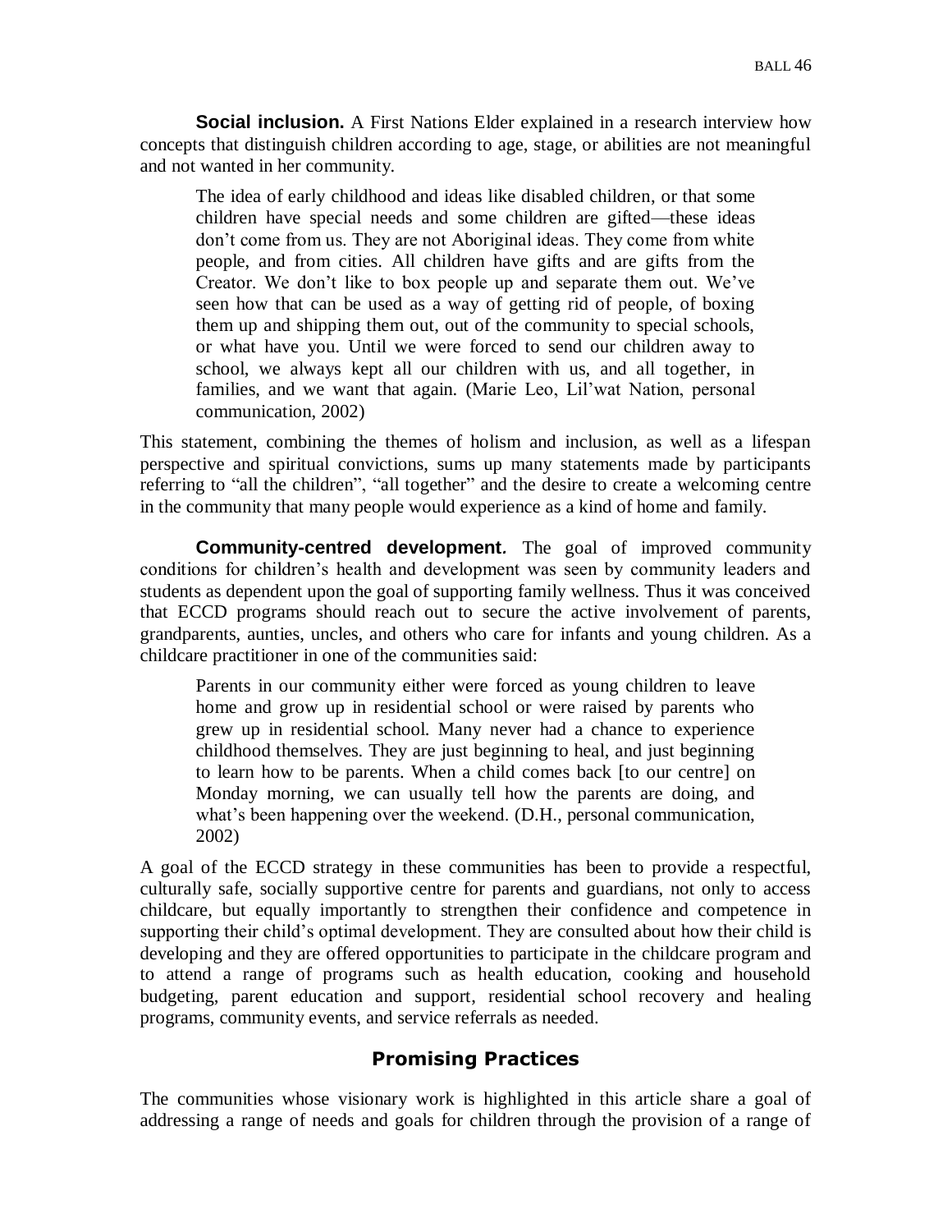**Social inclusion.** A First Nations Elder explained in a research interview how concepts that distinguish children according to age, stage, or abilities are not meaningful and not wanted in her community.

> The idea of early childhood and ideas like disabled children, or that some children have special needs and some children are gifted—these ideas don't come from us. They are not Aboriginal ideas. They come from white people, and from cities. All children have gifts and are gifts from the Creator. We don't like to box people up and separate them out. We've seen how that can be used as a way of getting rid of people, of boxing them up and shipping them out, out of the community to special schools, or what have you. Until we were forced to send our children away to school, we always kept all our children with us, and all together, in families, and we want that again. (Marie Leo, Lil'wat Nation, personal communication, 2002)

This statement, combining the themes of holism and inclusion, as well as a lifespan perspective and spiritual convictions, sums up many statements made by participants referring to "all the children", "all together" and the desire to create a welcoming centre in the community that many people would experience as a kind of home and family.

**Community-centred development.** The goal of improved community conditions for children's health and development was seen by community leaders and students as dependent upon the goal of supporting family wellness. Thus it was conceived that ECCD programs should reach out to secure the active involvement of parents, grandparents, aunties, uncles, and others who care for infants and young children. As a childcare practitioner in one of the communities said:

> Parents in our community either were forced as young children to leave home and grow up in residential school or were raised by parents who grew up in residential school. Many never had a chance to experience childhood themselves. They are just beginning to heal, and just beginning to learn how to be parents. When a child comes back [to our centre] on Monday morning, we can usually tell how the parents are doing, and what's been happening over the weekend. (D.H., personal communication, 2002)

A goal of the ECCD strategy in these communities has been to provide a respectful, culturally safe, socially supportive centre for parents and guardians, not only to access childcare, but equally importantly to strengthen their confidence and competence in supporting their child's optimal development. They are consulted about how their child is developing and they are offered opportunities to participate in the childcare program and to attend a range of programs such as health education, cooking and household budgeting, parent education and support, residential school recovery and healing programs, community events, and service referrals as needed.

## Promising Practices

The communities whose visionary work is highlighted in this article share a goal of addressing a range of needs and goals for children through the provision of a range of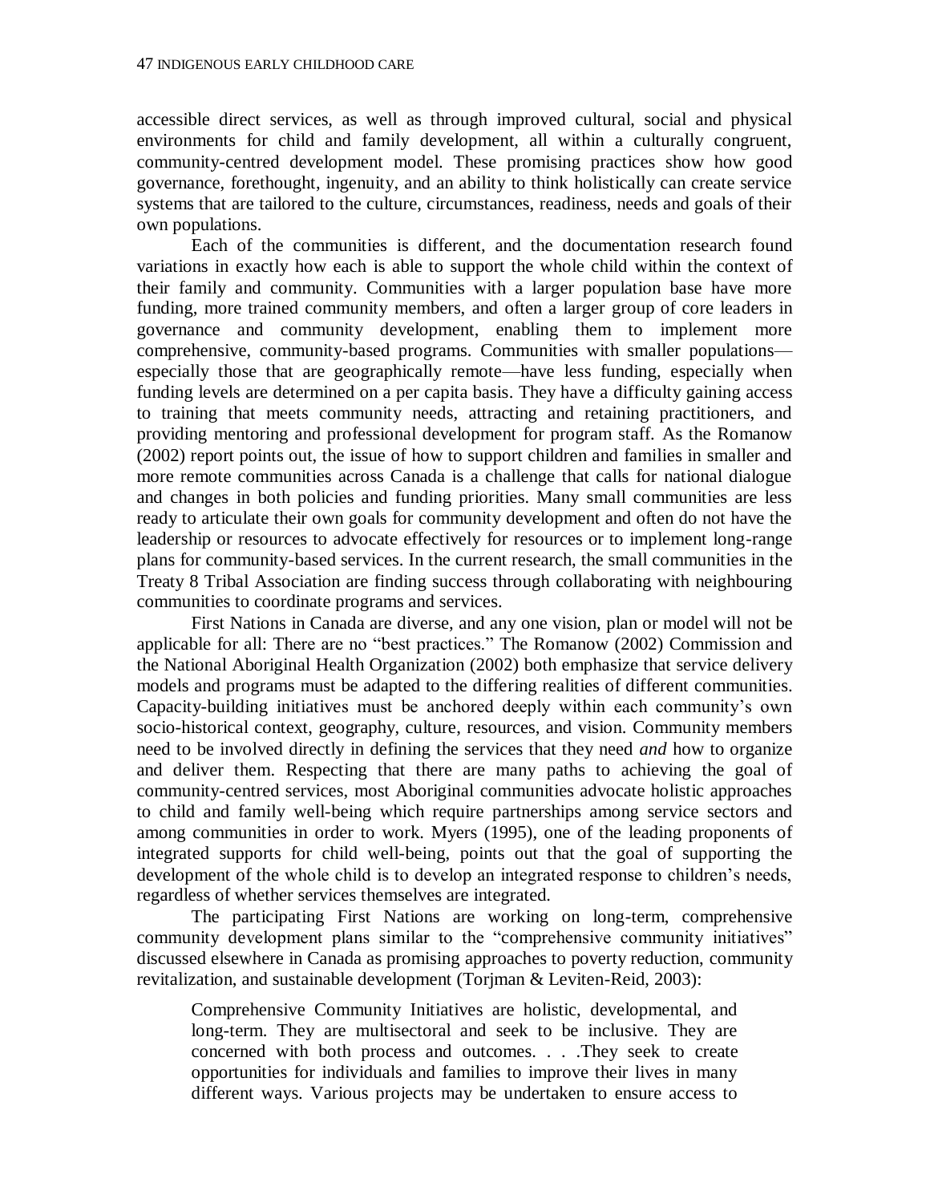accessible direct services, as well as through improved cultural, social and physical environments for child and family development, all within a culturally congruent, community-centred development model. These promising practices show how good governance, forethought, ingenuity, and an ability to think holistically can create service systems that are tailored to the culture, circumstances, readiness, needs and goals of their own populations.

Each of the communities is different, and the documentation research found variations in exactly how each is able to support the whole child within the context of their family and community. Communities with a larger population base have more funding, more trained community members, and often a larger group of core leaders in governance and community development, enabling them to implement more comprehensive, community-based programs. Communities with smaller populations—especially those that are geographically remote—have less funding, especially when funding levels are determined on a per capita basis. They have a difficulty gaining access to training that meets community needs, attracting and retaining practitioners, and providing mentoring and professional development for program staff. As the Romanow (2002) report points out, the issue of how to support children and families in smaller and more remote communities across Canada is a challenge that calls for national dialogue and changes in both policies and funding priorities. Many small communities are less ready to articulate their own goals for community development and often do not have the leadership or resources to advocate effectively for resources or to implement long-range plans for community-based services. In the current research, the small communities in the Treaty 8 Tribal Association are finding success through collaborating with neighbouring communities to coordinate programs and services.

First Nations in Canada are diverse, and any one vision, plan or model will not be applicable for all: There are no "best practices." The Romanow (2002) Commission and the National Aboriginal Health Organization (2002) both emphasize that service delivery models and programs must be adapted to the differing realities of different communities. Capacity-building initiatives must be anchored deeply within each community's own socio-historical context, geography, culture, resources, and vision. Community members need to be involved directly in defining the services that they need *and* how to organize and deliver them. Respecting that there are many paths to achieving the goal of community-centred services, most Aboriginal communities advocate holistic approaches to child and family well-being which require partnerships among service sectors and among communities in order to work. Myers (1995), one of the leading proponents of integrated supports for child well-being, points out that the goal of supporting the development of the whole child is to develop an integrated response to children's needs, regardless of whether services themselves are integrated.

The participating First Nations are working on long-term, comprehensive community development plans similar to the "comprehensive community initiatives" discussed elsewhere in Canada as promising approaches to poverty reduction, community revitalization, and sustainable development (Torjman & Leviten-Reid, 2003):

> Comprehensive Community Initiatives are holistic, developmental, and long-term. They are multisectoral and seek to be inclusive. They are concerned with both process and outcomes. . . .They seek to create opportunities for individuals and families to improve their lives in many different ways. Various projects may be undertaken to ensure access to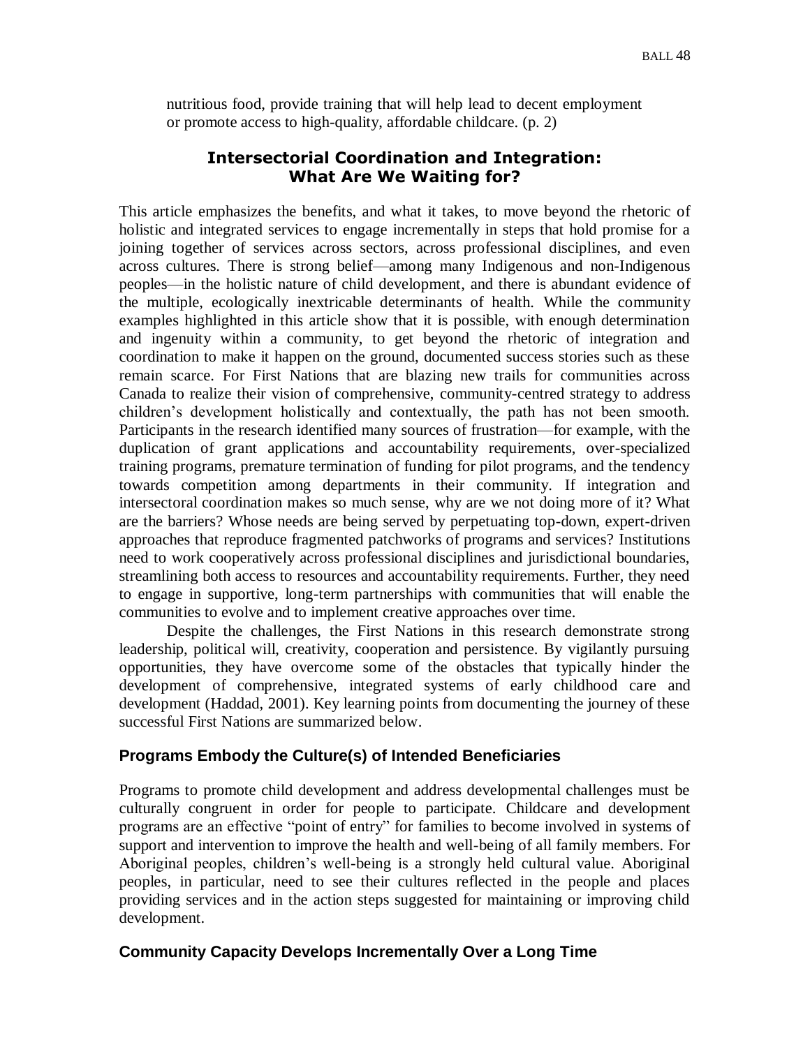nutritious food, provide training that will help lead to decent employment or promote access to high-quality, affordable childcare. (p. 2)

## Intersectorial Coordination and Integration: What Are We Waiting for?

This article emphasizes the benefits, and what it takes, to move beyond the rhetoric of holistic and integrated services to engage incrementally in steps that hold promise for a joining together of services across sectors, across professional disciplines, and even across cultures. There is strong belief—among many Indigenous and non-Indigenous peoples—in the holistic nature of child development, and there is abundant evidence of the multiple, ecologically inextricable determinants of health. While the community examples highlighted in this article show that it is possible, with enough determination and ingenuity within a community, to get beyond the rhetoric of integration and coordination to make it happen on the ground, documented success stories such as these remain scarce. For First Nations that are blazing new trails for communities across Canada to realize their vision of comprehensive, community-centred strategy to address children's development holistically and contextually, the path has not been smooth. Participants in the research identified many sources of frustration—for example, with the duplication of grant applications and accountability requirements, over-specialized training programs, premature termination of funding for pilot programs, and the tendency towards competition among departments in their community. If integration and intersectoral coordination makes so much sense, why are we not doing more of it? What are the barriers? Whose needs are being served by perpetuating top-down, expert-driven approaches that reproduce fragmented patchworks of programs and services? Institutions need to work cooperatively across professional disciplines and jurisdictional boundaries, streamlining both access to resources and accountability requirements. Further, they need to engage in supportive, long-term partnerships with communities that will enable the communities to evolve and to implement creative approaches over time.

Despite the challenges, the First Nations in this research demonstrate strong leadership, political will, creativity, cooperation and persistence. By vigilantly pursuing opportunities, they have overcome some of the obstacles that typically hinder the development of comprehensive, integrated systems of early childhood care and development (Haddad, 2001). Key learning points from documenting the journey of these successful First Nations are summarized below.

### Programs Embody the Culture(s) of Intended Beneficiaries

Programs to promote child development and address developmental challenges must be culturally congruent in order for people to participate. Childcare and development programs are an effective "point of entry" for families to become involved in systems of support and intervention to improve the health and well-being of all family members. For Aboriginal peoples, children's well-being is a strongly held cultural value. Aboriginal peoples, in particular, need to see their cultures reflected in the people and places providing services and in the action steps suggested for maintaining or improving child development.

### Community Capacity Develops Incrementally Over a Long Time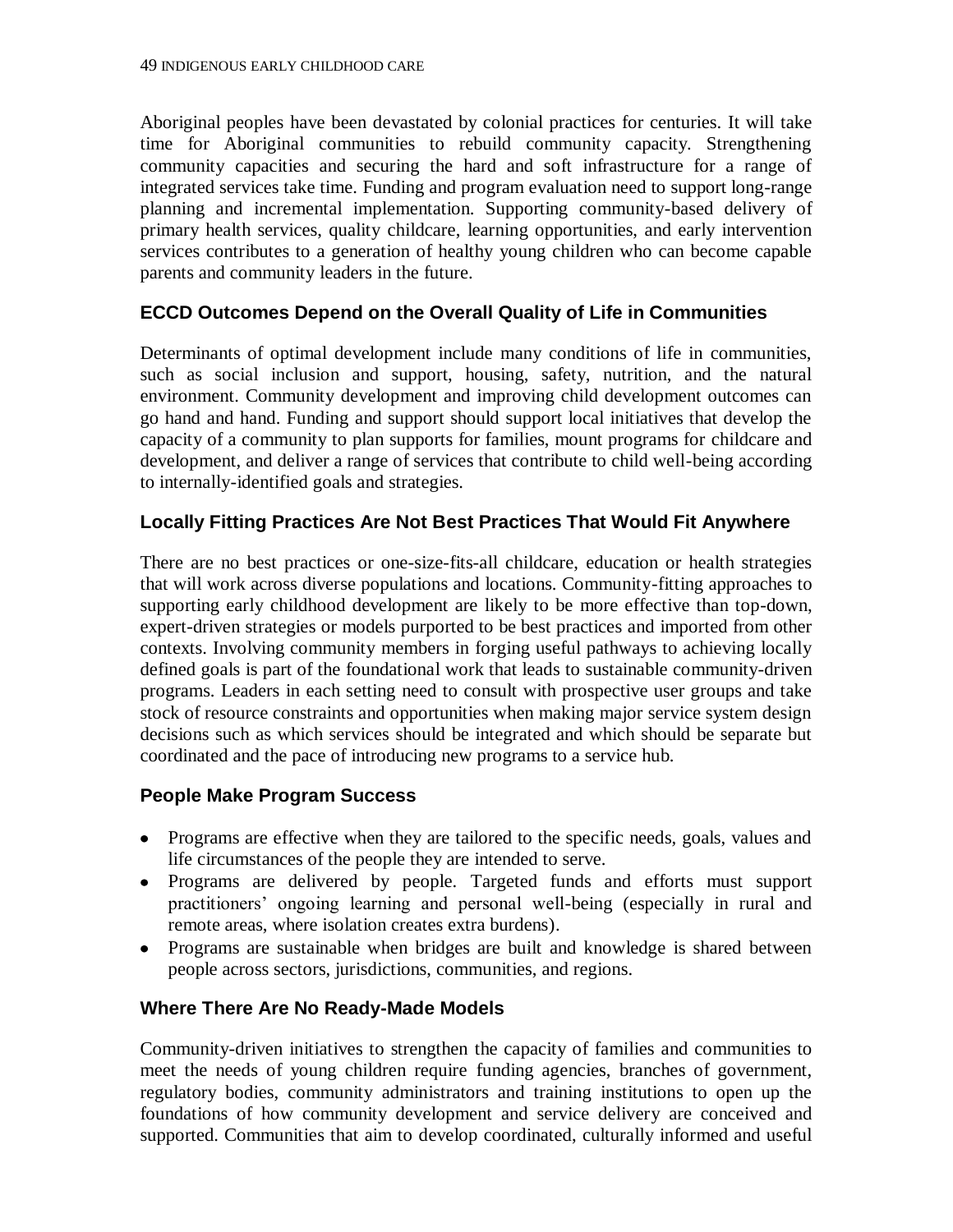Aboriginal peoples have been devastated by colonial practices for centuries. It will take time for Aboriginal communities to rebuild community capacity. Strengthening community capacities and securing the hard and soft infrastructure for a range of integrated services take time. Funding and program evaluation need to support long-range planning and incremental implementation. Supporting community-based delivery of primary health services, quality childcare, learning opportunities, and early intervention services contributes to a generation of healthy young children who can become capable parents and community leaders in the future.

### ECCD Outcomes Depend on the Overall Quality of Life in Communities

Determinants of optimal development include many conditions of life in communities, such as social inclusion and support, housing, safety, nutrition, and the natural environment. Community development and improving child development outcomes can go hand and hand. Funding and support should support local initiatives that develop the capacity of a community to plan supports for families, mount programs for childcare and development, and deliver a range of services that contribute to child well-being according to internally-identified goals and strategies.

### Locally Fitting Practices Are Not Best Practices That Would Fit Anywhere

There are no best practices or one-size-fits-all childcare, education or health strategies that will work across diverse populations and locations. Community-fitting approaches to supporting early childhood development are likely to be more effective than top-down, expert-driven strategies or models purported to be best practices and imported from other contexts. Involving community members in forging useful pathways to achieving locally defined goals is part of the foundational work that leads to sustainable community-driven programs. Leaders in each setting need to consult with prospective user groups and take stock of resource constraints and opportunities when making major service system design decisions such as which services should be integrated and which should be separate but coordinated and the pace of introducing new programs to a service hub.

### People Make Program Success

- Programs are effective when they are tailored to the specific needs, goals, values and life circumstances of the people they are intended to serve.
- Programs are delivered by people. Targeted funds and efforts must support practitioners' ongoing learning and personal well-being (especially in rural and remote areas, where isolation creates extra burdens).
- Programs are sustainable when bridges are built and knowledge is shared between people across sectors, jurisdictions, communities, and regions.

### Where There Are No Ready-Made Models

Community-driven initiatives to strengthen the capacity of families and communities to meet the needs of young children require funding agencies, branches of government, regulatory bodies, community administrators and training institutions to open up the foundations of how community development and service delivery are conceived and supported. Communities that aim to develop coordinated, culturally informed and useful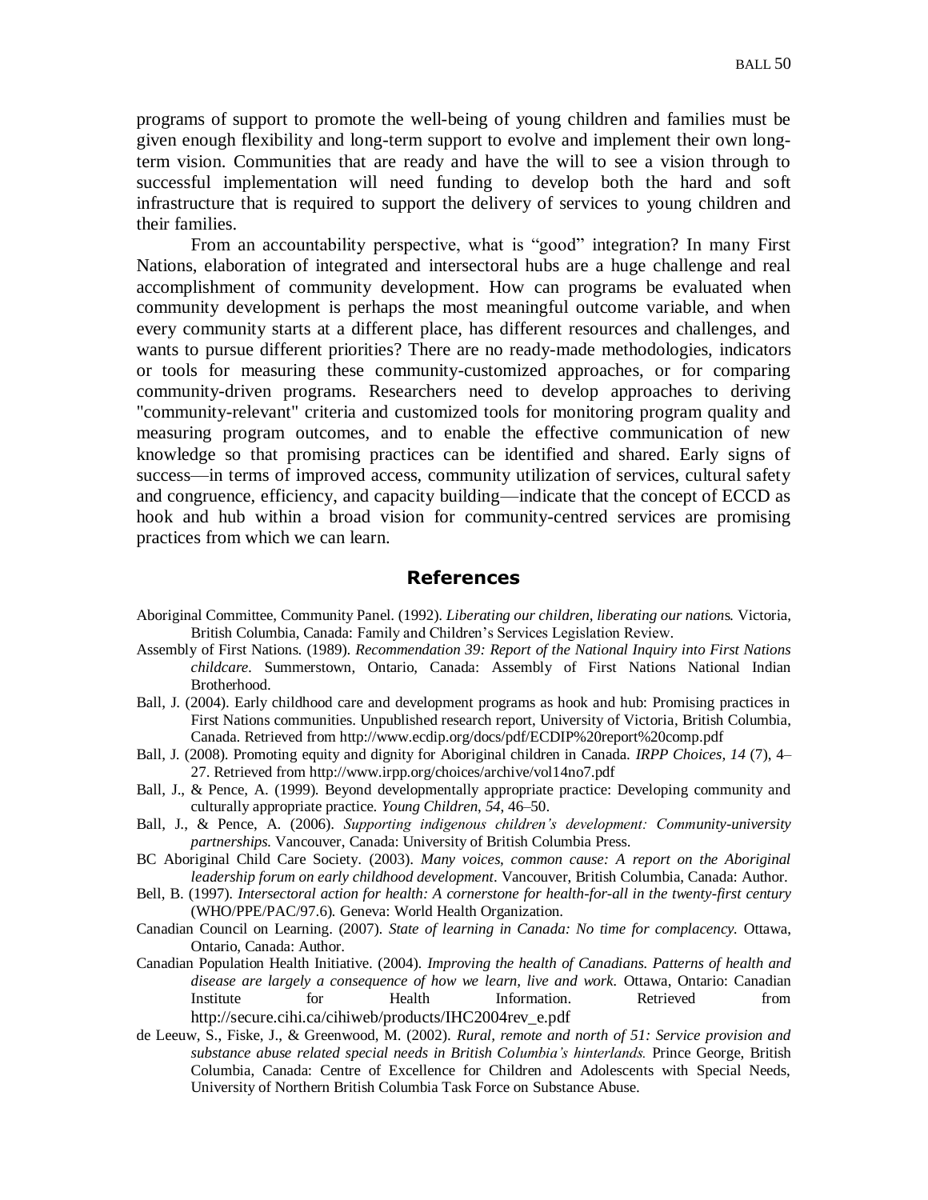programs of support to promote the well-being of young children and families must be given enough flexibility and long-term support to evolve and implement their own long-term vision. Communities that are ready and have the will to see a vision through to successful implementation will need funding to develop both the hard and soft infrastructure that is required to support the delivery of services to young children and their families.

From an accountability perspective, what is "good" integration? In many First Nations, elaboration of integrated and intersectoral hubs are a huge challenge and real accomplishment of community development. How can programs be evaluated when community development is perhaps the most meaningful outcome variable, and when every community starts at a different place, has different resources and challenges, and wants to pursue different priorities? There are no ready-made methodologies, indicators or tools for measuring these community-customized approaches, or for comparing community-driven programs. Researchers need to develop approaches to deriving "community-relevant" criteria and customized tools for monitoring program quality and measuring program outcomes, and to enable the effective communication of new knowledge so that promising practices can be identified and shared. Early signs of success—in terms of improved access, community utilization of services, cultural safety and congruence, efficiency, and capacity building—indicate that the concept of ECCD as hook and hub within a broad vision for community-centred services are promising practices from which we can learn.

## References

Aboriginal Committee, Community Panel. (1992). *Liberating our children, liberating our nations*. Victoria, British Columbia, Canada: Family and Children's Services Legislation Review.

Assembly of First Nations. (1989). *Recommendation 39: Report of the National Inquiry into First Nations childcare*. Summerstown, Ontario, Canada: Assembly of First Nations National Indian Brotherhood.

Ball, J. (2004). Early childhood care and development programs as hook and hub: Promising practices in First Nations communities. Unpublished research report, University of Victoria, British Columbia, Canada. Retrieved from http://www.ecdip.org/docs/pdf/ECDIP%20report%20comp.pdf

Ball, J. (2008). Promoting equity and dignity for Aboriginal children in Canada. *IRPP Choices, 14* (7), 4–27. Retrieved from http://www.irpp.org/choices/archive/vol14no7.pdf

Ball, J., & Pence, A. (1999). Beyond developmentally appropriate practice: Developing community and culturally appropriate practice. *Young Children*, *54*, 46–50.

Ball, J., & Pence, A. (2006). *Supporting indigenous children's development: Community-university partnerships*. Vancouver, Canada: University of British Columbia Press.

BC Aboriginal Child Care Society. (2003). *Many voices, common cause: A report on the Aboriginal leadership forum on early childhood development*. Vancouver, British Columbia, Canada: Author.

Bell, B. (1997). *Intersectoral action for health: A cornerstone for health-for-all in the twenty-first century* (WHO/PPE/PAC/97.6). Geneva: World Health Organization.

Canadian Council on Learning. (2007). *State of learning in Canada: No time for complacency*. Ottawa, Ontario, Canada: Author.

Canadian Population Health Initiative. (2004). *Improving the health of Canadians. Patterns of health and disease are largely a consequence of how we learn, live and work*. Ottawa, Ontario: Canadian Institute for Health Information. Retrieved from http://secure.cihi.ca/cihiweb/products/IHC2004rev_e.pdf

de Leeuw, S., Fiske, J., & Greenwood, M. (2002). *Rural, remote and north of 51: Service provision and substance abuse related special needs in British Columbia's hinterlands.* Prince George, British Columbia, Canada: Centre of Excellence for Children and Adolescents with Special Needs, University of Northern British Columbia Task Force on Substance Abuse.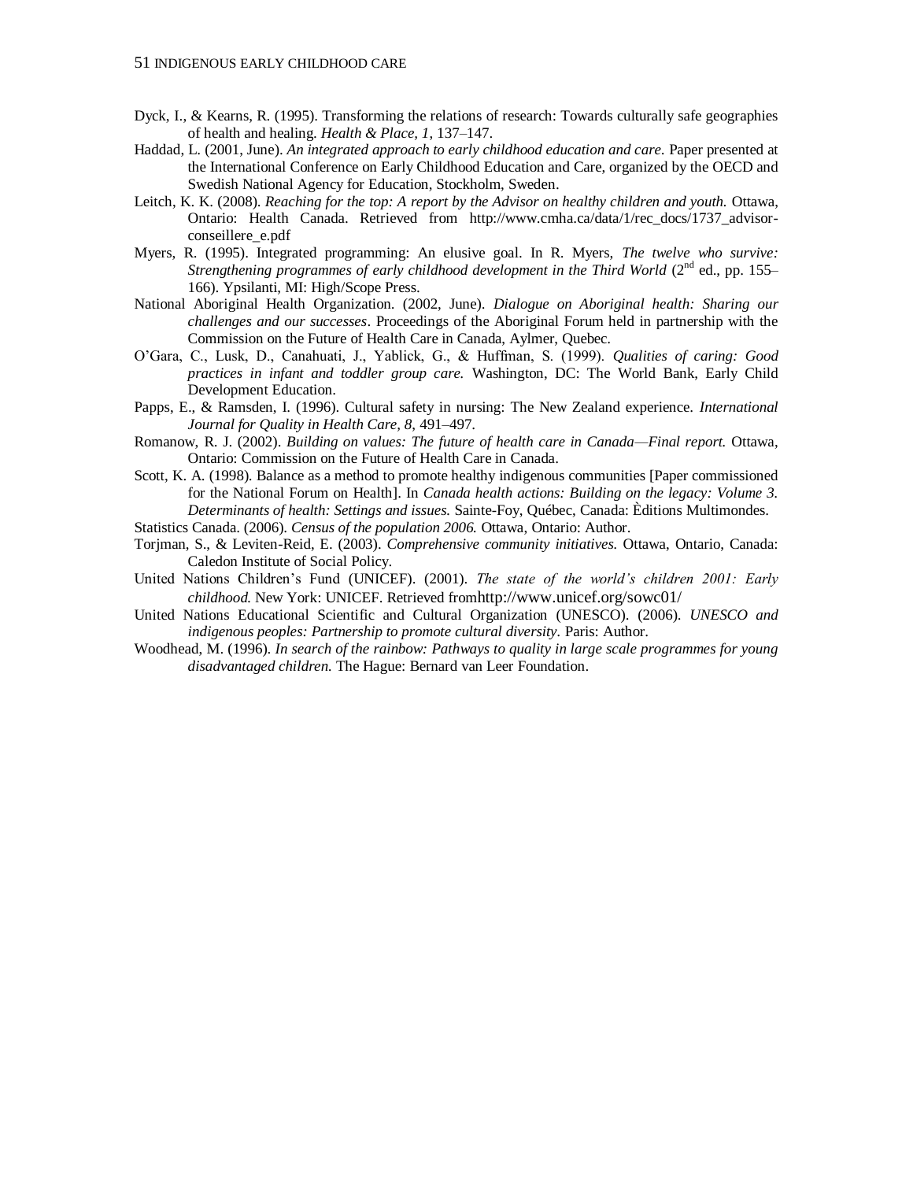Dyck, I., & Kearns, R. (1995). Transforming the relations of research: Towards culturally safe geographies of health and healing. *Health & Place, 1*, 137–147.

Haddad, L. (2001, June). *An integrated approach to early childhood education and care.* Paper presented at the International Conference on Early Childhood Education and Care, organized by the OECD and Swedish National Agency for Education, Stockholm, Sweden.

Leitch, K. K. (2008). *Reaching for the top: A report by the Advisor on healthy children and youth.* Ottawa, Ontario: Health Canada. Retrieved from http://www.cmha.ca/data/1/rec_docs/1737_advisor-conseillere_e.pdf

Myers, R. (1995). Integrated programming: An elusive goal. In R. Myers, *The twelve who survive: Strengthening programmes of early childhood development in the Third World* (2nd ed., pp. 155–166). Ypsilanti, MI: High/Scope Press.

National Aboriginal Health Organization. (2002, June). *Dialogue on Aboriginal health: Sharing our challenges and our successes*. Proceedings of the Aboriginal Forum held in partnership with the Commission on the Future of Health Care in Canada, Aylmer, Quebec.

O'Gara, C., Lusk, D., Canahuati, J., Yablick, G., & Huffman, S. (1999). *Qualities of caring: Good practices in infant and toddler group care.* Washington, DC: The World Bank, Early Child Development Education.

Papps, E., & Ramsden, I. (1996). Cultural safety in nursing: The New Zealand experience. *International Journal for Quality in Health Care, 8*, 491–497.

Romanow, R. J. (2002). *Building on values: The future of health care in Canada—Final report.* Ottawa, Ontario: Commission on the Future of Health Care in Canada.

Scott, K. A. (1998). Balance as a method to promote healthy indigenous communities [Paper commissioned for the National Forum on Health]. In *Canada health actions: Building on the legacy: Volume 3. Determinants of health: Settings and issues.* Sainte-Foy, Québec, Canada: Èditions Multimondes.

Statistics Canada. (2006). *Census of the population 2006.* Ottawa, Ontario: Author.

Torjman, S., & Leviten-Reid, E. (2003). *Comprehensive community initiatives.* Ottawa, Ontario, Canada: Caledon Institute of Social Policy.

United Nations Children's Fund (UNICEF). (2001). *The state of the world's children 2001: Early childhood.* New York: UNICEF. Retrieved fromhttp://www.unicef.org/sowc01/

United Nations Educational Scientific and Cultural Organization (UNESCO). (2006). *UNESCO and indigenous peoples: Partnership to promote cultural diversity*. Paris: Author.

Woodhead, M. (1996). *In search of the rainbow: Pathways to quality in large scale programmes for young disadvantaged children.* The Hague: Bernard van Leer Foundation.